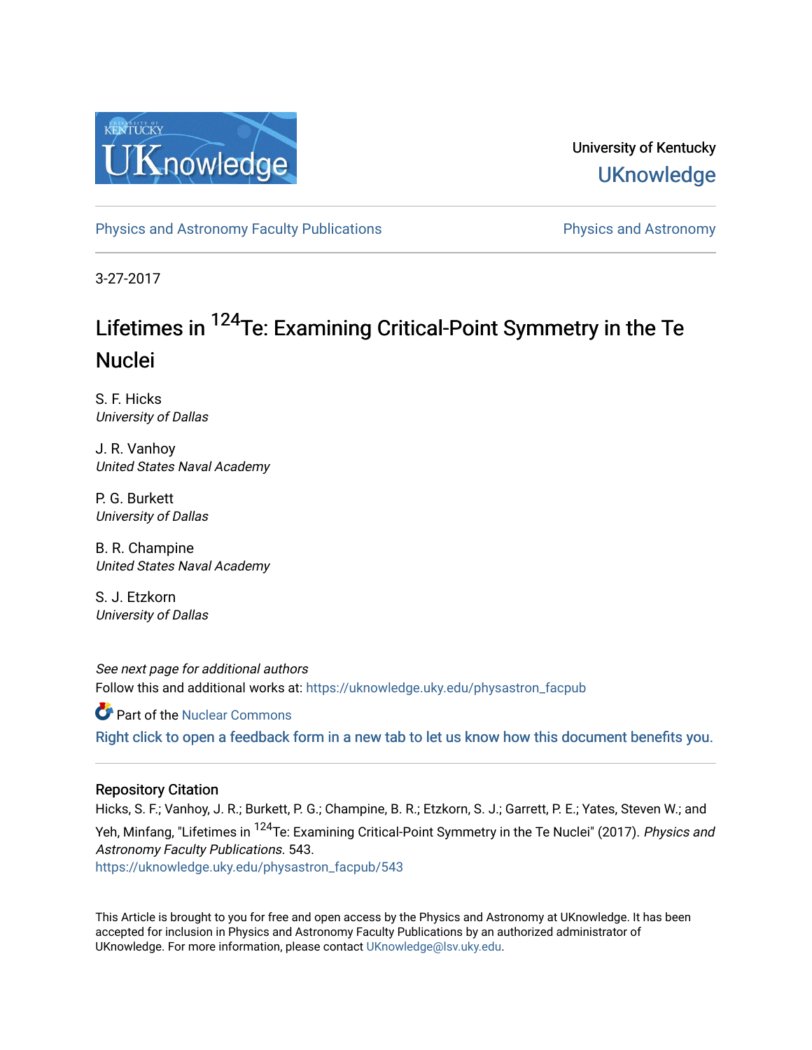University of Kentucky
UKnowledge

Physics and Astronomy Faculty Publications | Physics and Astronomy

3-27-2017

# Lifetimes in $^{124}$Te: Examining Critical-Point Symmetry in the Te Nuclei

S. F. Hicks
*University of Dallas*

J. R. Vanhoy
*United States Naval Academy*

P. G. Burkett
*University of Dallas*

B. R. Champine
*United States Naval Academy*

S. J. Etzkorn
*University of Dallas*

*See next page for additional authors*

Follow this and additional works at: https://uknowledge.uky.edu/physastron_facpub

Part of the Nuclear Commons

Right click to open a feedback form in a new tab to let us know how this document benefits you.

## Repository Citation

Hicks, S. F.; Vanhoy, J. R.; Burkett, P. G.; Champine, B. R.; Etzkorn, S. J.; Garrett, P. E.; Yates, Steven W.; and Yeh, Minfang, "Lifetimes in $^{124}$Te: Examining Critical-Point Symmetry in the Te Nuclei" (2017). *Physics and Astronomy Faculty Publications*. 543.
https://uknowledge.uky.edu/physastron_facpub/543

This Article is brought to you for free and open access by the Physics and Astronomy at UKnowledge. It has been accepted for inclusion in Physics and Astronomy Faculty Publications by an authorized administrator of UKnowledge. For more information, please contact UKnowledge@lsv.uky.edu.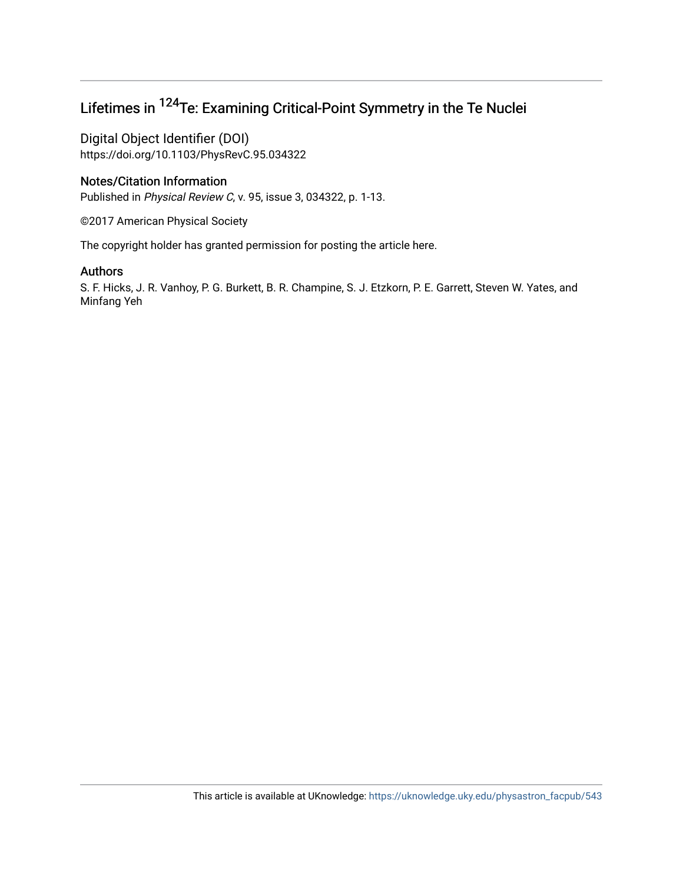# Lifetimes in $^{124}$Te: Examining Critical-Point Symmetry in the Te Nuclei

## Digital Object Identifier (DOI)

https://doi.org/10.1103/PhysRevC.95.034322

## Notes/Citation Information

Published in *Physical Review C*, v. 95, issue 3, 034322, p. 1-13.

©2017 American Physical Society

The copyright holder has granted permission for posting the article here.

## Authors

S. F. Hicks, J. R. Vanhoy, P. G. Burkett, B. R. Champine, S. J. Etzkorn, P. E. Garrett, Steven W. Yates, and Minfang Yeh

This article is available at UKnowledge: https://uknowledge.uky.edu/physastron_facpub/543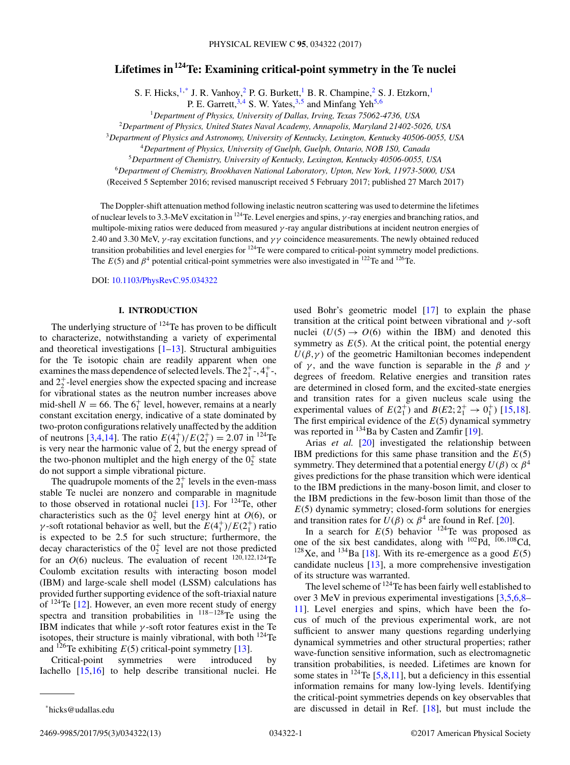# Lifetimes in $^{124}$Te: Examining critical-point symmetry in the Te nuclei

S. F. Hicks,[1,*] J. R. Vanhoy,[2] P. G. Burkett,[1] B. R. Champine,[2] S. J. Etzkorn,[1] P. E. Garrett,[3,4] S. W. Yates,[3,5] and Minfang Yeh[5,6]

[1]Department of Physics, University of Dallas, Irving, Texas 75062-4736, USA
[2]Department of Physics, United States Naval Academy, Annapolis, Maryland 21402-5026, USA
[3]Department of Physics and Astronomy, University of Kentucky, Lexington, Kentucky 40506-0055, USA
[4]Department of Physics, University of Guelph, Guelph, Ontario, NOB 1S0, Canada
[5]Department of Chemistry, University of Kentucky, Lexington, Kentucky 40506-0055, USA
[6]Department of Chemistry, Brookhaven National Laboratory, Upton, New York, 11973-5000, USA

(Received 5 September 2016; revised manuscript received 5 February 2017; published 27 March 2017)

The Doppler-shift attenuation method following inelastic neutron scattering was used to determine the lifetimes of nuclear levels to 3.3-MeV excitation in $^{124}$Te. Level energies and spins, $\gamma$-ray energies and branching ratios, and multipole-mixing ratios were deduced from measured $\gamma$-ray angular distributions at incident neutron energies of 2.40 and 3.30 MeV, $\gamma$-ray excitation functions, and $\gamma\gamma$ coincidence measurements. The newly obtained reduced transition probabilities and level energies for $^{124}$Te were compared to critical-point symmetry model predictions. The $E(5)$ and $\beta^4$ potential critical-point symmetries were also investigated in $^{122}$Te and $^{126}$Te.

DOI: 10.1103/PhysRevC.95.034322

## I. INTRODUCTION

The underlying structure of $^{124}$Te has proven to be difficult to characterize, notwithstanding a variety of experimental and theoretical investigations [1–13]. Structural ambiguities for the Te isotopic chain are readily apparent when one examines the mass dependence of selected levels. The $2_1^+$-, $4_1^+$-, and $2_2^+$-level energies show the expected spacing and increase for vibrational states as the neutron number increases above mid-shell $N = 66$. The $6_1^+$ level, however, remains at a nearly constant excitation energy, indicative of a state dominated by two-proton configurations relatively unaffected by the addition of neutrons [3,4,14]. The ratio $E(4_1^+)/E(2_1^+) = 2.07$ in $^{124}$Te is very near the harmonic value of 2, but the energy spread of the two-phonon multiplet and the high energy of the $0_2^+$ state do not support a simple vibrational picture.

The quadrupole moments of the $2_1^+$ levels in the even-mass stable Te nuclei are nonzero and comparable in magnitude to those observed in rotational nuclei [13]. For $^{124}$Te, other characteristics such as the $0_2^+$ level energy hint at $O(6)$, or $\gamma$-soft rotational behavior as well, but the $E(4_1^+)/E(2_1^+)$ ratio is expected to be 2.5 for such structure; furthermore, the decay characteristics of the $0_2^+$ level are not those predicted for an $O(6)$ nucleus. The evaluation of recent $^{120,122,124}$Te Coulomb excitation results with interacting boson model (IBM) and large-scale shell model (LSSM) calculations has provided further supporting evidence of the soft-triaxial nature of $^{124}$Te [12]. However, an even more recent study of energy spectra and transition probabilities in $^{118-128}$Te using the IBM indicates that while $\gamma$-soft rotor features exist in the Te isotopes, their structure is mainly vibrational, with both $^{124}$Te and $^{126}$Te exhibiting $E(5)$ critical-point symmetry [13].

Critical-point symmetries were introduced by Iachello [15,16] to help describe transitional nuclei. He used Bohr's geometric model [17] to explain the phase transition at the critical point between vibrational and $\gamma$-soft nuclei ($U(5) \rightarrow O(6)$ within the IBM) and denoted this symmetry as $E(5)$. At the critical point, the potential energy $U(\beta,\gamma)$ of the geometric Hamiltonian becomes independent of $\gamma$, and the wave function is separable in the $\beta$ and $\gamma$ degrees of freedom. Relative energies and transition rates are determined in closed form, and the excited-state energies and transition rates for a given nucleus scale using the experimental values of $E(2_1^+)$ and $B(E2; 2_1^+ \rightarrow 0_1^+)$ [15,18]. The first empirical evidence of the $E(5)$ dynamical symmetry was reported in $^{134}$Ba by Casten and Zamfir [19].

Arias *et al.* [20] investigated the relationship between IBM predictions for this same phase transition and the $E(5)$ symmetry. They determined that a potential energy $U(\beta) \propto \beta^4$ gives predictions for the phase transition which were identical to the IBM predictions in the many-boson limit, and closer to the IBM predictions in the few-boson limit than those of the $E(5)$ dynamic symmetry; closed-form solutions for energies and transition rates for $U(\beta) \propto \beta^4$ are found in Ref. [20].

In a search for $E(5)$ behavior $^{124}$Te was proposed as one of the six best candidates, along with $^{102}$Pd, $^{106,108}$Cd, $^{128}$Xe, and $^{134}$Ba [18]. With its re-emergence as a good $E(5)$ candidate nucleus [13], a more comprehensive investigation of its structure was warranted.

The level scheme of $^{124}$Te has been fairly well established to over 3 MeV in previous experimental investigations [3,5,6,8–11]. Level energies and spins, which have been the focus of much of the previous experimental work, are not sufficient to answer many questions regarding underlying dynamical symmetries and other structural properties; rather wave-function sensitive information, such as electromagnetic transition probabilities, is needed. Lifetimes are known for some states in $^{124}$Te [5,8,11], but a deficiency in this essential information remains for many low-lying levels. Identifying the critical-point symmetries depends on key observables that are discussed in detail in Ref. [18], but must include the

*hicks@udallas.edu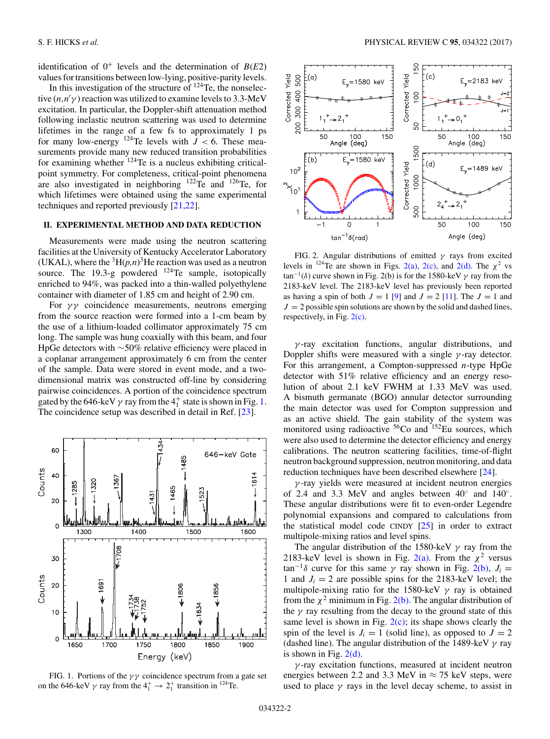identification of $0^+$ levels and the determination of $B(E2)$ values for transitions between low-lying, positive-parity levels.

In this investigation of the structure of $^{124}$Te, the nonselective $(n,n'\gamma)$ reaction was utilized to examine levels to 3.3-MeV excitation. In particular, the Doppler-shift attenuation method following inelastic neutron scattering was used to determine lifetimes in the range of a few fs to approximately 1 ps for many low-energy $^{124}$Te levels with $J < 6$. These measurements provide many new reduced transition probabilities for examining whether $^{124}$Te is a nucleus exhibiting critical-point symmetry. For completeness, critical-point phenomena are also investigated in neighboring $^{122}$Te and $^{126}$Te, for which lifetimes were obtained using the same experimental techniques and reported previously [21,22].

## II. EXPERIMENTAL METHOD AND DATA REDUCTION

Measurements were made using the neutron scattering facilities at the University of Kentucky Accelerator Laboratory (UKAL), where the $^3$H$(p,n)^3$He reaction was used as a neutron source. The 19.3-g powdered $^{124}$Te sample, isotopically enriched to 94%, was packed into a thin-walled polyethylene container with diameter of 1.85 cm and height of 2.90 cm.

For $\gamma\gamma$ coincidence measurements, neutrons emerging from the source reaction were formed into a 1-cm beam by the use of a lithium-loaded collimator approximately 75 cm long. The sample was hung coaxially with this beam, and four HpGe detectors with ~50% relative efficiency were placed in a coplanar arrangement approximately 6 cm from the center of the sample. Data were stored in event mode, and a two-dimensional matrix was constructed off-line by considering pairwise coincidences. A portion of the coincidence spectrum gated by the 646-keV $\gamma$ ray from the $4_1^+$ state is shown in Fig. 1. The coincidence setup was described in detail in Ref. [23].

FIG. 1. Portions of the $\gamma\gamma$ coincidence spectrum from a gate set on the 646-keV $\gamma$ ray from the $4_1^+ \rightarrow 2_1^+$ transition in $^{124}$Te.

FIG. 2. Angular distributions of emitted $\gamma$ rays from excited levels in $^{124}$Te are shown in Figs. 2(a), 2(c), and 2(d). The $\chi^2$ vs $\tan^{-1}(\delta)$ curve shown in Fig. 2(b) is for the 1580-keV $\gamma$ ray from the 2183-keV level. The 2183-keV level has previously been reported as having a spin of both $J = 1$ [9] and $J = 2$ [11]. The $J = 1$ and $J = 2$ possible spin solutions are shown by the solid and dashed lines, respectively, in Fig. 2(c).

$\gamma$-ray excitation functions, angular distributions, and Doppler shifts were measured with a single $\gamma$-ray detector. For this arrangement, a Compton-suppressed $n$-type HpGe detector with 51% relative efficiency and an energy resolution of about 2.1 keV FWHM at 1.33 MeV was used. A bismuth germanate (BGO) annular detector surrounding the main detector was used for Compton suppression and as an active shield. The gain stability of the system was monitored using radioactive $^{56}$Co and $^{152}$Eu sources, which were also used to determine the detector efficiency and energy calibrations. The neutron scattering facilities, time-of-flight neutron background suppression, neutron monitoring, and data reduction techniques have been described elsewhere [24].

$\gamma$-ray yields were measured at incident neutron energies of 2.4 and 3.3 MeV and angles between 40° and 140°. These angular distributions were fit to even-order Legendre polynomial expansions and compared to calculations from the statistical model code CINDY [25] in order to extract multipole-mixing ratios and level spins.

The angular distribution of the 1580-keV $\gamma$ ray from the 2183-keV level is shown in Fig. 2(a). From the $\chi^2$ versus $\tan^{-1}\delta$ curve for this same $\gamma$ ray shown in Fig. 2(b), $J_i = 1$ and $J_i = 2$ are possible spins for the 2183-keV level; the multipole-mixing ratio for the 1580-keV $\gamma$ ray is obtained from the $\chi^2$ minimum in Fig. 2(b). The angular distribution of the $\gamma$ ray resulting from the decay to the ground state of this same level is shown in Fig. 2(c); its shape shows clearly the spin of the level is $J_i = 1$ (solid line), as opposed to $J = 2$ (dashed line). The angular distribution of the 1489-keV $\gamma$ ray is shown in Fig. 2(d).

$\gamma$-ray excitation functions, measured at incident neutron energies between 2.2 and 3.3 MeV in $\approx 75$ keV steps, were used to place $\gamma$ rays in the level decay scheme, to assist in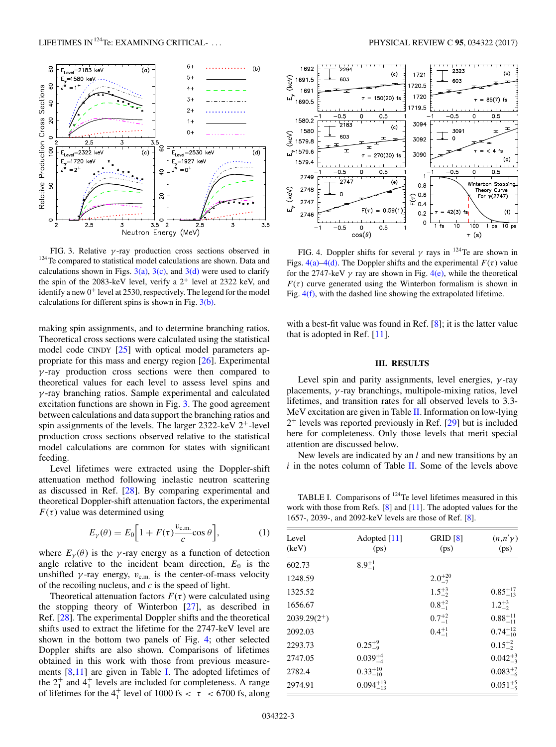FIG. 3. Relative $\gamma$-ray production cross sections observed in $^{124}$Te compared to statistical model calculations are shown. Data and calculations shown in Figs. 3(a), 3(c), and 3(d) were used to clarify the spin of the 2083-keV level, verify a $2^+$ level at 2322 keV, and identify a new $0^+$ level at 2530, respectively. The legend for the model calculations for different spins is shown in Fig. 3(b).

FIG. 4. Doppler shifts for several $\gamma$ rays in $^{124}$Te are shown in Figs. 4(a)–4(d). The Doppler shifts and the experimental $F(\tau)$ value for the 2747-keV $\gamma$ ray are shown in Fig. 4(e), while the theoretical $F(\tau)$ curve generated using the Winterbon formalism is shown in Fig. 4(f), with the dashed line showing the extrapolated lifetime.

making spin assignments, and to determine branching ratios. Theoretical cross sections were calculated using the statistical model code CINDY [25] with optical model parameters appropriate for this mass and energy region [26]. Experimental $\gamma$-ray production cross sections were then compared to theoretical values for each level to assess level spins and $\gamma$-ray branching ratios. Sample experimental and calculated excitation functions are shown in Fig. 3. The good agreement between calculations and data support the branching ratios and spin assignments of the levels. The larger 2322-keV $2^+$-level production cross sections observed relative to the statistical model calculations are common for states with significant feeding.

Level lifetimes were extracted using the Doppler-shift attenuation method following inelastic neutron scattering as discussed in Ref. [28]. By comparing experimental and theoretical Doppler-shift attenuation factors, the experimental $F(\tau)$ value was determined using

$$E_\gamma(\theta) = E_0\left[1 + F(\tau)\frac{v_{\rm c.m.}}{c}\cos\theta\right], \qquad (1)$$

where $E_\gamma(\theta)$ is the $\gamma$-ray energy as a function of detection angle relative to the incident beam direction, $E_0$ is the unshifted $\gamma$-ray energy, $v_{\rm c.m.}$ is the center-of-mass velocity of the recoiling nucleus, and $c$ is the speed of light.

Theoretical attenuation factors $F(\tau)$ were calculated using the stopping theory of Winterbon [27], as described in Ref. [28]. The experimental Doppler shifts and the theoretical shifts used to extract the lifetime for the 2747-keV level are shown in the bottom two panels of Fig. 4; other selected Doppler shifts are also shown. Comparisons of lifetimes obtained in this work with those from previous measurements [8,11] are given in Table I. The adopted lifetimes of the $2_1^+$ and $4_1^+$ levels are included for completeness. A range of lifetimes for the $4_1^+$ level of 1000 fs $< \tau <$ 6700 fs, along with a best-fit value was found in Ref. [8]; it is the latter value that is adopted in Ref. [11].

## III. RESULTS

Level spin and parity assignments, level energies, $\gamma$-ray placements, $\gamma$-ray branchings, multipole-mixing ratios, level lifetimes, and transition rates for all observed levels to 3.3-MeV excitation are given in Table II. Information on low-lying $2^+$ levels was reported previously in Ref. [29] but is included here for completeness. Only those levels that merit special attention are discussed below.

New levels are indicated by an *l* and new transitions by an *i* in the notes column of Table II. Some of the levels above

TABLE I. Comparisons of $^{124}$Te level lifetimes measured in this work with those from Refs. [8] and [11]. The adopted values for the 1657-, 2039-, and 2092-keV levels are those of Ref. [8].

| Level (keV) | Adopted [11] (ps) | GRID [8] (ps) | $(n,n'\gamma)$ (ps) |
|---|---|---|---|
| 602.73 | $8.9^{+1}_{-1}$ | | |
| 1248.59 | | $2.0^{+20}_{-7}$ | |
| 1325.52 | | $1.5^{+3}_{-2}$ | $0.85^{+17}_{-13}$ |
| 1656.67 | | $0.8^{+2}_{-1}$ | $1.2^{+3}_{-2}$ |
| 2039.29($2^+$) | | $0.7^{+2}_{-1}$ | $0.88^{+11}_{-11}$ |
| 2092.03 | | $0.4^{+1}_{-1}$ | $0.74^{+12}_{-10}$ |
| 2293.73 | $0.25^{+9}_{-9}$ | | $0.15^{+2}_{-2}$ |
| 2747.05 | $0.039^{+4}_{-4}$ | | $0.042^{+3}_{-3}$ |
| 2782.4 | $0.33^{+10}_{-10}$ | | $0.083^{+7}_{-6}$ |
| 2974.91 | $0.094^{+13}_{-13}$ | | $0.051^{+5}_{-5}$ |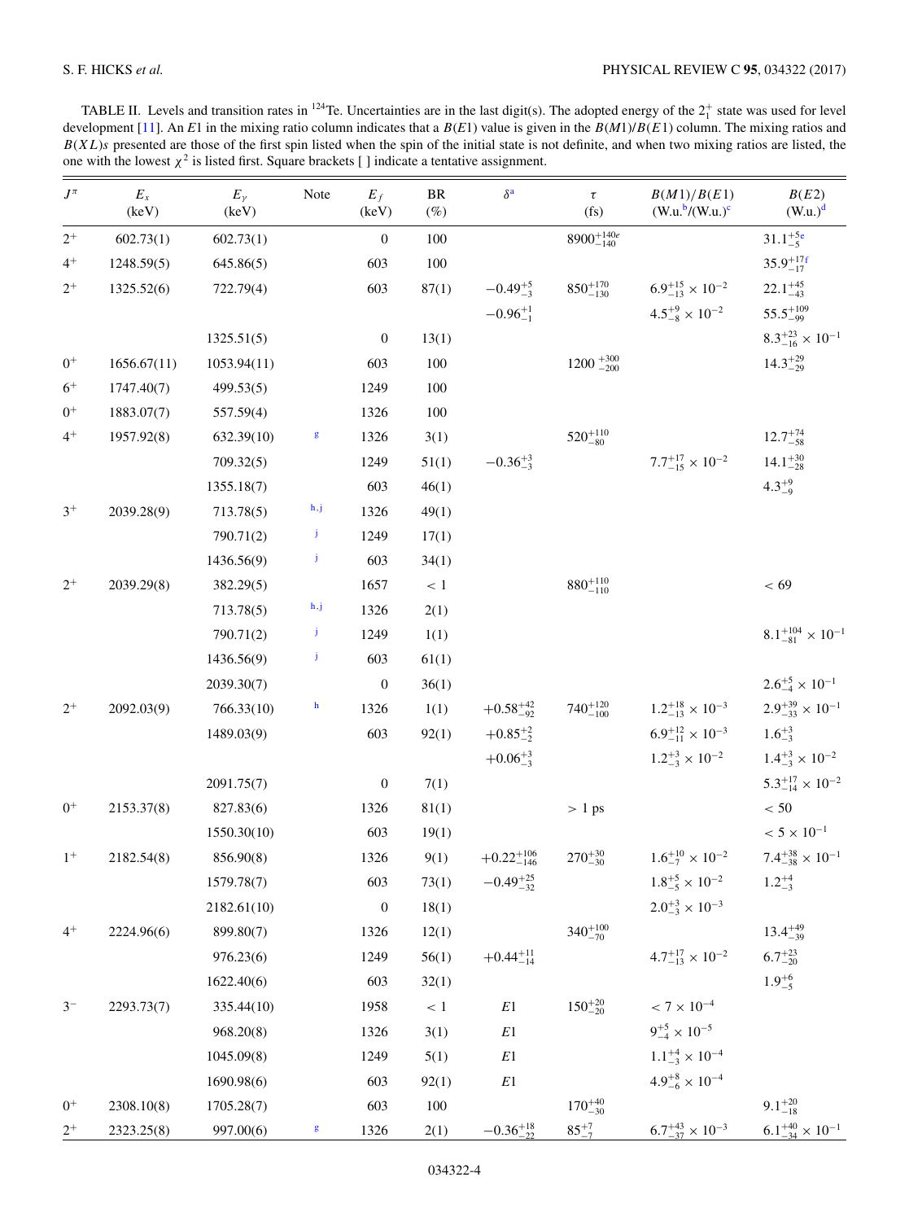TABLE II. Levels and transition rates in $^{124}$Te. Uncertainties are in the last digit(s). The adopted energy of the $2_1^+$ state was used for level development [11]. An $E1$ in the mixing ratio column indicates that a $B(E1)$ value is given in the $B(M1)/B(E1)$ column. The mixing ratios and $B(XL)$s presented are those of the first spin listed when the spin of the initial state is not definite, and when two mixing ratios are listed, the one with the lowest $\chi^2$ is listed first. Square brackets [ ] indicate a tentative assignment.

| $J^\pi$ | $E_x$ (keV) | $E_\gamma$ (keV) | Note | $E_f$ (keV) | BR (%) | $\delta$[a] | $\tau$ (fs) | $B(M1)/B(E1)$ (W.u.[b]/(W.u.)[c] | $B(E2)$ (W.u.)[d] |
|---|---|---|---|---|---|---|---|---|---|
| $2^+$ | 602.73(1) | 602.73(1) | | 0 | 100 | | $8900^{+140e}_{-140}$ | | $31.1^{+5}_{-5}$[e] |
| $4^+$ | 1248.59(5) | 645.86(5) | | 603 | 100 | | | | $35.9^{+17}_{-17}$[f] |
| $2^+$ | 1325.52(6) | 722.79(4) | | 603 | 87(1) | $-0.49^{+5}_{-3}$ | $850^{+170}_{-130}$ | $6.9^{+15}_{-13} \times 10^{-2}$ | $22.1^{+45}_{-43}$ |
| | | | | | | $-0.96^{+1}_{-1}$ | | $4.5^{+9}_{-8} \times 10^{-2}$ | $55.5^{+109}_{-99}$ |
| | | 1325.51(5) | | 0 | 13(1) | | | | $8.3^{+23}_{-16} \times 10^{-1}$ |
| $0^+$ | 1656.67(11) | 1053.94(11) | | 603 | 100 | | $1200^{+300}_{-200}$ | | $14.3^{+29}_{-29}$ |
| $6^+$ | 1747.40(7) | 499.53(5) | | 1249 | 100 | | | | |
| $0^+$ | 1883.07(7) | 557.59(4) | | 1326 | 100 | | | | |
| $4^+$ | 1957.92(8) | 632.39(10) | g | 1326 | 3(1) | | $520^{+110}_{-80}$ | | $12.7^{+74}_{-58}$ |
| | | 709.32(5) | | 1249 | 51(1) | $-0.36^{+3}_{-3}$ | | $7.7^{+17}_{-15} \times 10^{-2}$ | $14.1^{+30}_{-28}$ |
| | | 1355.18(7) | | 603 | 46(1) | | | | $4.3^{+9}_{-9}$ |
| $3^+$ | 2039.28(9) | 713.78(5) | h,j | 1326 | 49(1) | | | | |
| | | 790.71(2) | j | 1249 | 17(1) | | | | |
| | | 1436.56(9) | j | 603 | 34(1) | | | | |
| $2^+$ | 2039.29(8) | 382.29(5) | | 1657 | $< 1$ | | $880^{+110}_{-110}$ | | $< 69$ |
| | | 713.78(5) | h,j | 1326 | 2(1) | | | | |
| | | 790.71(2) | j | 1249 | 1(1) | | | | $8.1^{+104}_{-81} \times 10^{-1}$ |
| | | 1436.56(9) | j | 603 | 61(1) | | | | |
| | | 2039.30(7) | | 0 | 36(1) | | | | $2.6^{+5}_{-4} \times 10^{-1}$ |
| $2^+$ | 2092.03(9) | 766.33(10) | h | 1326 | 1(1) | $+0.58^{+42}_{-92}$ | $740^{+120}_{-100}$ | $1.2^{+18}_{-13} \times 10^{-3}$ | $2.9^{+39}_{-33} \times 10^{-1}$ |
| | | 1489.03(9) | | 603 | 92(1) | $+0.85^{+2}_{-2}$ | | $6.9^{+12}_{-11} \times 10^{-3}$ | $1.6^{+3}_{-3}$ |
| | | | | | | $+0.06^{+3}_{-3}$ | | $1.2^{+3}_{-3} \times 10^{-2}$ | $1.4^{+3}_{-3} \times 10^{-2}$ |
| | | 2091.75(7) | | 0 | 7(1) | | | | $5.3^{+17}_{-14} \times 10^{-2}$ |
| $0^+$ | 2153.37(8) | 827.83(6) | | 1326 | 81(1) | | $> 1$ ps | | $< 50$ |
| | | 1550.30(10) | | 603 | 19(1) | | | | $< 5 \times 10^{-1}$ |
| $1^+$ | 2182.54(8) | 856.90(8) | | 1326 | 9(1) | $+0.22^{+106}_{-146}$ | $270^{+30}_{-30}$ | $1.6^{+10}_{-7} \times 10^{-2}$ | $7.4^{+38}_{-38} \times 10^{-1}$ |
| | | 1579.78(7) | | 603 | 73(1) | $-0.49^{+25}_{-32}$ | | $1.8^{+5}_{-5} \times 10^{-2}$ | $1.2^{+4}_{-3}$ |
| | | 2182.61(10) | | 0 | 18(1) | | | $2.0^{+3}_{-3} \times 10^{-3}$ | |
| $4^+$ | 2224.96(6) | 899.80(7) | | 1326 | 12(1) | | $340^{+100}_{-70}$ | | $13.4^{+49}_{-39}$ |
| | | 976.23(6) | | 1249 | 56(1) | $+0.44^{+11}_{-14}$ | | $4.7^{+17}_{-13} \times 10^{-2}$ | $6.7^{+23}_{-20}$ |
| | | 1622.40(6) | | 603 | 32(1) | | | | $1.9^{+6}_{-5}$ |
| $3^-$ | 2293.73(7) | 335.44(10) | | 1958 | $< 1$ | $E1$ | $150^{+20}_{-20}$ | $< 7 \times 10^{-4}$ | |
| | | 968.20(8) | | 1326 | 3(1) | $E1$ | | $9^{+5}_{-4} \times 10^{-5}$ | |
| | | 1045.09(8) | | 1249 | 5(1) | $E1$ | | $1.1^{+4}_{-3} \times 10^{-4}$ | |
| | | 1690.98(6) | | 603 | 92(1) | $E1$ | | $4.9^{+8}_{-6} \times 10^{-4}$ | |
| $0^+$ | 2308.10(8) | 1705.28(7) | | 603 | 100 | | $170^{+40}_{-30}$ | | $9.1^{+20}_{-18}$ |
| $2^+$ | 2323.25(8) | 997.00(6) | g | 1326 | 2(1) | $-0.36^{+18}_{-22}$ | $85^{+7}_{-7}$ | $6.7^{+43}_{-37} \times 10^{-3}$ | $6.1^{+40}_{-34} \times 10^{-1}$ |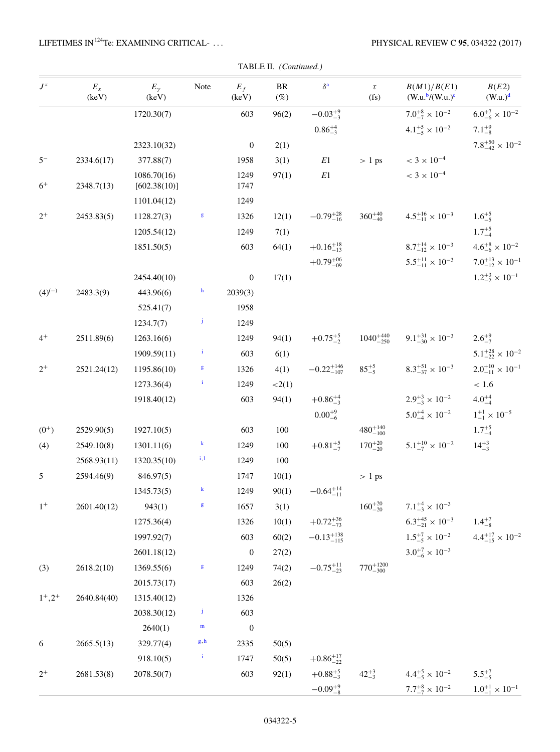TABLE II. *(Continued.)*

| $J^\pi$ | $E_x$ (keV) | $E_\gamma$ (keV) | Note | $E_f$ (keV) | BR (%) | $\delta$[a] | $\tau$ (fs) | $B(M1)/B(E1)$ (W.u.[b]/(W.u.)[c] | $B(E2)$ (W.u.)[d] |
|---|---|---|---|---|---|---|---|---|---|
| | | 1720.30(7) | | 603 | 96(2) | $-0.03^{+9}_{-3}$ | | $7.0^{+8}_{-7} \times 10^{-2}$ | $6.0^{+7}_{-6} \times 10^{-2}$ |
| | | | | | | $0.86^{+4}_{-3}$ | | $4.1^{+5}_{-5} \times 10^{-2}$ | $7.1^{+9}_{-8}$ |
| | | 2323.10(32) | | 0 | 2(1) | | | | $7.8^{+50}_{-42} \times 10^{-2}$ |
| $5^-$ | 2334.6(17) | 377.88(7) | | 1958 | 3(1) | $E1$ | > 1 ps | $< 3 \times 10^{-4}$ | |
| | | 1086.70(16) | | 1249 | 97(1) | $E1$ | | $< 3 \times 10^{-4}$ | |
| $6^+$ | 2348.7(13) | [602.38(10)] | | 1747 | | | | | |
| | | 1101.04(12) | | 1249 | | | | | |
| $2^+$ | 2453.83(5) | 1128.27(3) | g | 1326 | 12(1) | $-0.79^{+28}_{-16}$ | $360^{+40}_{-40}$ | $4.5^{+16}_{-11} \times 10^{-3}$ | $1.6^{+5}_{-5}$ |
| | | 1205.54(12) | | 1249 | 7(1) | | | | $1.7^{+5}_{-4}$ |
| | | 1851.50(5) | | 603 | 64(1) | $+0.16^{+18}_{-13}$ | | $8.7^{+14}_{-12} \times 10^{-3}$ | $4.6^{+8}_{-6} \times 10^{-2}$ |
| | | | | | | $+0.79^{+06}_{-09}$ | | $5.5^{+11}_{-11} \times 10^{-3}$ | $7.0^{+13}_{-12} \times 10^{-1}$ |
| | | 2454.40(10) | | 0 | 17(1) | | | | $1.2^{+3}_{-2} \times 10^{-1}$ |
| $(4)^{(-)}$ | 2483.3(9) | 443.96(6) | h | 2039(3) | | | | | |
| | | 525.41(7) | | 1958 | | | | | |
| | | 1234.7(7) | j | 1249 | | | | | |
| $4^+$ | 2511.89(6) | 1263.16(6) | | 1249 | 94(1) | $+0.75^{+5}_{-2}$ | $1040^{+440}_{-250}$ | $9.1^{+31}_{-30} \times 10^{-3}$ | $2.6^{+9}_{-7}$ |
| | | 1909.59(11) | i | 603 | 6(1) | | | | $5.1^{+28}_{-22} \times 10^{-2}$ |
| $2^+$ | 2521.24(12) | 1195.86(10) | g | 1326 | 4(1) | $-0.22^{+146}_{-107}$ | $85^{+5}_{-5}$ | $8.3^{+51}_{-37} \times 10^{-3}$ | $2.0^{+10}_{-11} \times 10^{-1}$ |
| | | 1273.36(4) | i | 1249 | <2(1) | | | | < 1.6 |
| | | 1918.40(12) | | 603 | 94(1) | $+0.86^{+4}_{-3}$ | | $2.9^{+3}_{-3} \times 10^{-2}$ | $4.0^{+4}_{-4}$ |
| | | | | | | $0.00^{+9}_{-6}$ | | $5.0^{+4}_{-4} \times 10^{-2}$ | $1^{+1}_{-1} \times 10^{-5}$ |
| $(0^+)$ | 2529.90(5) | 1927.10(5) | | 603 | 100 | | $480^{+140}_{-100}$ | | $1.7^{+5}_{-4}$ |
| (4) | 2549.10(8) | 1301.11(6) | k | 1249 | 100 | $+0.81^{+5}_{-7}$ | $170^{+20}_{-20}$ | $5.1^{+10}_{-7} \times 10^{-2}$ | $14^{+3}_{-3}$ |
| | 2568.93(11) | 1320.35(10) | i, l | 1249 | 100 | | | | |
| 5 | 2594.46(9) | 846.97(5) | | 1747 | 10(1) | | > 1 ps | | |
| | | 1345.73(5) | k | 1249 | 90(1) | $-0.64^{+14}_{-11}$ | | | |
| $1^+$ | 2601.40(12) | 943(1) | g | 1657 | 3(1) | | $160^{+20}_{-20}$ | $7.1^{+4}_{-3} \times 10^{-3}$ | |
| | | 1275.36(4) | | 1326 | 10(1) | $+0.72^{+36}_{-73}$ | | $6.3^{+45}_{-21} \times 10^{-3}$ | $1.4^{+7}_{-8}$ |
| | | 1997.92(7) | | 603 | 60(2) | $-0.13^{+138}_{-115}$ | | $1.5^{+7}_{-5} \times 10^{-2}$ | $4.4^{+17}_{-15} \times 10^{-2}$ |
| | | 2601.18(12) | | 0 | 27(2) | | | $3.0^{+7}_{-6} \times 10^{-3}$ | |
| (3) | 2618.2(10) | 1369.55(6) | g | 1249 | 74(2) | $-0.75^{+11}_{-23}$ | $770^{+1200}_{-300}$ | | |
| | | 2015.73(17) | | 603 | 26(2) | | | | |
| $1^+,2^+$ | 2640.84(40) | 1315.40(12) | | 1326 | | | | | |
| | | 2038.30(12) | j | 603 | | | | | |
| | | 2640(1) | m | 0 | | | | | |
| 6 | 2665.5(13) | 329.77(4) | g, h | 2335 | 50(5) | | | | |
| | | 918.10(5) | i | 1747 | 50(5) | $+0.86^{+17}_{-22}$ | | | |
| $2^+$ | 2681.53(8) | 2078.50(7) | | 603 | 92(1) | $+0.88^{+5}_{-3}$ | $42^{+3}_{-3}$ | $4.4^{+5}_{-5} \times 10^{-2}$ | $5.5^{+7}_{-5}$ |
| | | | | | | $-0.09^{+9}_{-8}$ | | $7.7^{+8}_{-7} \times 10^{-2}$ | $1.0^{+1}_{-1} \times 10^{-1}$ |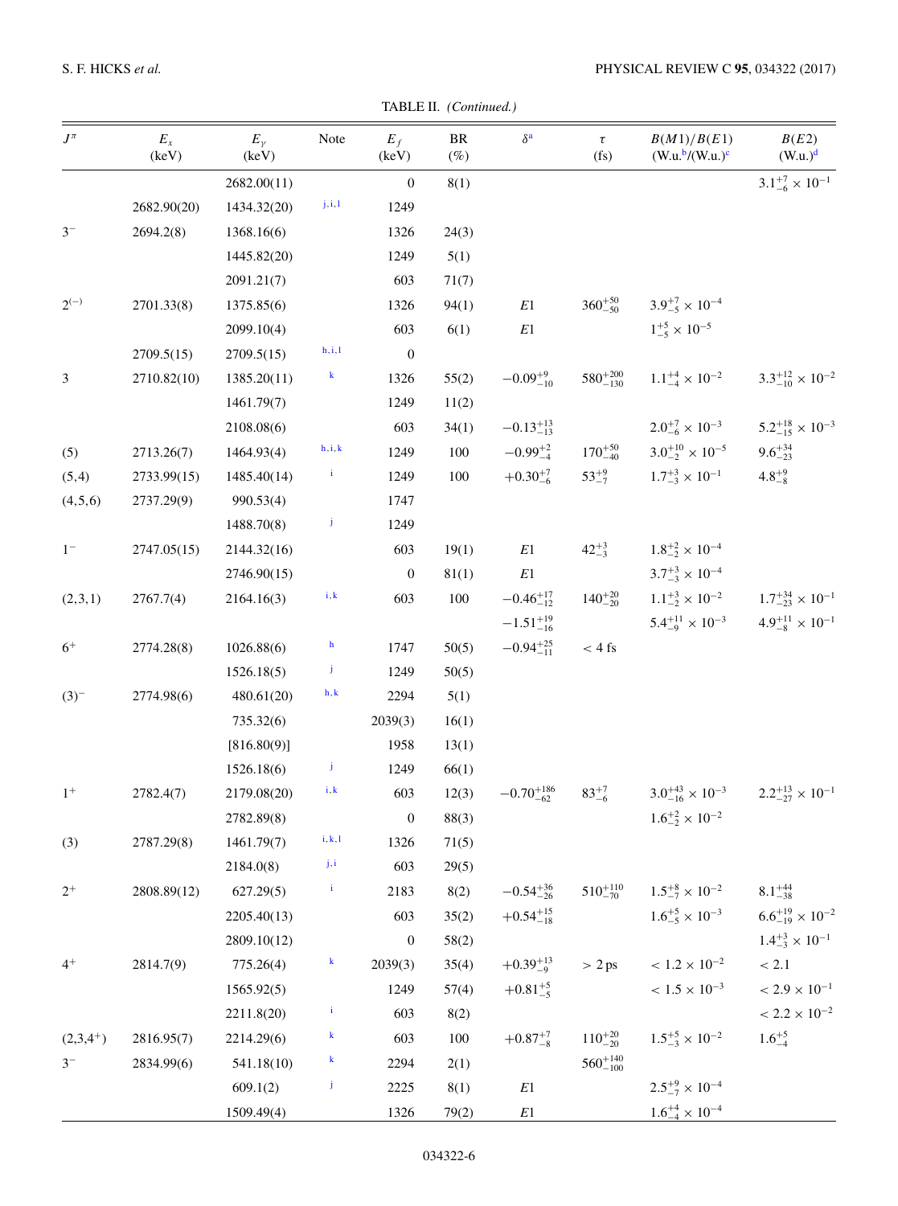TABLE II. *(Continued.)*

| $J^\pi$ | $E_x$ (keV) | $E_\gamma$ (keV) | Note | $E_f$ (keV) | BR (%) | $\delta$[a] | $\tau$ (fs) | $B(M1)/B(E1)$ (W.u.[b]/(W.u.)[c] | $B(E2)$ (W.u.)[d] |
|---|---|---|---|---|---|---|---|---|---|
| | | 2682.00(11) | | 0 | 8(1) | | | | $3.1^{+7}_{-6} \times 10^{-1}$ |
| | 2682.90(20) | 1434.32(20) | j, i, l | 1249 | | | | | |
| $3^-$ | 2694.2(8) | 1368.16(6) | | 1326 | 24(3) | | | | |
| | | 1445.82(20) | | 1249 | 5(1) | | | | |
| | | 2091.21(7) | | 603 | 71(7) | | | | |
| $2^{(-)}$ | 2701.33(8) | 1375.85(6) | | 1326 | 94(1) | $E1$ | $360^{+50}_{-50}$ | $3.9^{+7}_{-5} \times 10^{-4}$ | |
| | | 2099.10(4) | | 603 | 6(1) | $E1$ | | $1^{+5}_{-5} \times 10^{-5}$ | |
| | 2709.5(15) | 2709.5(15) | h, i, l | 0 | | | | | |
| 3 | 2710.82(10) | 1385.20(11) | k | 1326 | 55(2) | $-0.09^{+9}_{-10}$ | $580^{+200}_{-130}$ | $1.1^{+4}_{-4} \times 10^{-2}$ | $3.3^{+12}_{-10} \times 10^{-2}$ |
| | | 1461.79(7) | | 1249 | 11(2) | | | | |
| | | 2108.08(6) | | 603 | 34(1) | $-0.13^{+13}_{-13}$ | | $2.0^{+7}_{-6} \times 10^{-3}$ | $5.2^{+18}_{-15} \times 10^{-3}$ |
| (5) | 2713.26(7) | 1464.93(4) | h, i, k | 1249 | 100 | $-0.99^{+2}_{-4}$ | $170^{+50}_{-40}$ | $3.0^{+10}_{-2} \times 10^{-5}$ | $9.6^{+34}_{-23}$ |
| (5,4) | 2733.99(15) | 1485.40(14) | i | 1249 | 100 | $+0.30^{+7}_{-6}$ | $53^{+9}_{-7}$ | $1.7^{+3}_{-3} \times 10^{-1}$ | $4.8^{+9}_{-8}$ |
| (4,5,6) | 2737.29(9) | 990.53(4) | | 1747 | | | | | |
| | | 1488.70(8) | j | 1249 | | | | | |
| $1^-$ | 2747.05(15) | 2144.32(16) | | 603 | 19(1) | $E1$ | $42^{+3}_{-3}$ | $1.8^{+2}_{-2} \times 10^{-4}$ | |
| | | 2746.90(15) | | 0 | 81(1) | $E1$ | | $3.7^{+3}_{-3} \times 10^{-4}$ | |
| (2,3,1) | 2767.7(4) | 2164.16(3) | i, k | 603 | 100 | $-0.46^{+17}_{-12}$ | $140^{+20}_{-20}$ | $1.1^{+3}_{-2} \times 10^{-2}$ | $1.7^{+34}_{-23} \times 10^{-1}$ |
| | | | | | | $-1.51^{+19}_{-16}$ | | $5.4^{+11}_{-9} \times 10^{-3}$ | $4.9^{+11}_{-8} \times 10^{-1}$ |
| $6^+$ | 2774.28(8) | 1026.88(6) | h | 1747 | 50(5) | $-0.94^{+25}_{-11}$ | < 4 fs | | |
| | | 1526.18(5) | j | 1249 | 50(5) | | | | |
| $(3)^-$ | 2774.98(6) | 480.61(20) | h, k | 2294 | 5(1) | | | | |
| | | 735.32(6) | | 2039(3) | 16(1) | | | | |
| | | [816.80(9)] | | 1958 | 13(1) | | | | |
| | | 1526.18(6) | j | 1249 | 66(1) | | | | |
| $1^+$ | 2782.4(7) | 2179.08(20) | i, k | 603 | 12(3) | $-0.70^{+186}_{-62}$ | $83^{+7}_{-6}$ | $3.0^{+43}_{-16} \times 10^{-3}$ | $2.2^{+13}_{-27} \times 10^{-1}$ |
| | | 2782.89(8) | | 0 | 88(3) | | | $1.6^{+2}_{-2} \times 10^{-2}$ | |
| (3) | 2787.29(8) | 1461.79(7) | i, k, l | 1326 | 71(5) | | | | |
| | | 2184.0(8) | j, i | 603 | 29(5) | | | | |
| $2^+$ | 2808.89(12) | 627.29(5) | i | 2183 | 8(2) | $-0.54^{+36}_{-26}$ | $510^{+110}_{-70}$ | $1.5^{+8}_{-7} \times 10^{-2}$ | $8.1^{+44}_{-38}$ |
| | | 2205.40(13) | | 603 | 35(2) | $+0.54^{+15}_{-18}$ | | $1.6^{+5}_{-5} \times 10^{-3}$ | $6.6^{+19}_{-19} \times 10^{-2}$ |
| | | 2809.10(12) | | 0 | 58(2) | | | | $1.4^{+3}_{-3} \times 10^{-1}$ |
| $4^+$ | 2814.7(9) | 775.26(4) | k | 2039(3) | 35(4) | $+0.39^{+13}_{-9}$ | > 2 ps | $< 1.2 \times 10^{-2}$ | < 2.1 |
| | | 1565.92(5) | | 1249 | 57(4) | $+0.81^{+5}_{-5}$ | | $< 1.5 \times 10^{-3}$ | $< 2.9 \times 10^{-1}$ |
| | | 2211.8(20) | i | 603 | 8(2) | | | | $< 2.2 \times 10^{-2}$ |
| $(2,3,4^+)$ | 2816.95(7) | 2214.29(6) | k | 603 | 100 | $+0.87^{+7}_{-8}$ | $110^{+20}_{-20}$ | $1.5^{+5}_{-3} \times 10^{-2}$ | $1.6^{+5}_{-4}$ |
| $3^-$ | 2834.99(6) | 541.18(10) | k | 2294 | 2(1) | | $560^{+140}_{-100}$ | | |
| | | 609.1(2) | j | 2225 | 8(1) | $E1$ | | $2.5^{+9}_{-7} \times 10^{-4}$ | |
| | | 1509.49(4) | | 1326 | 79(2) | $E1$ | | $1.6^{+4}_{-4} \times 10^{-4}$ | |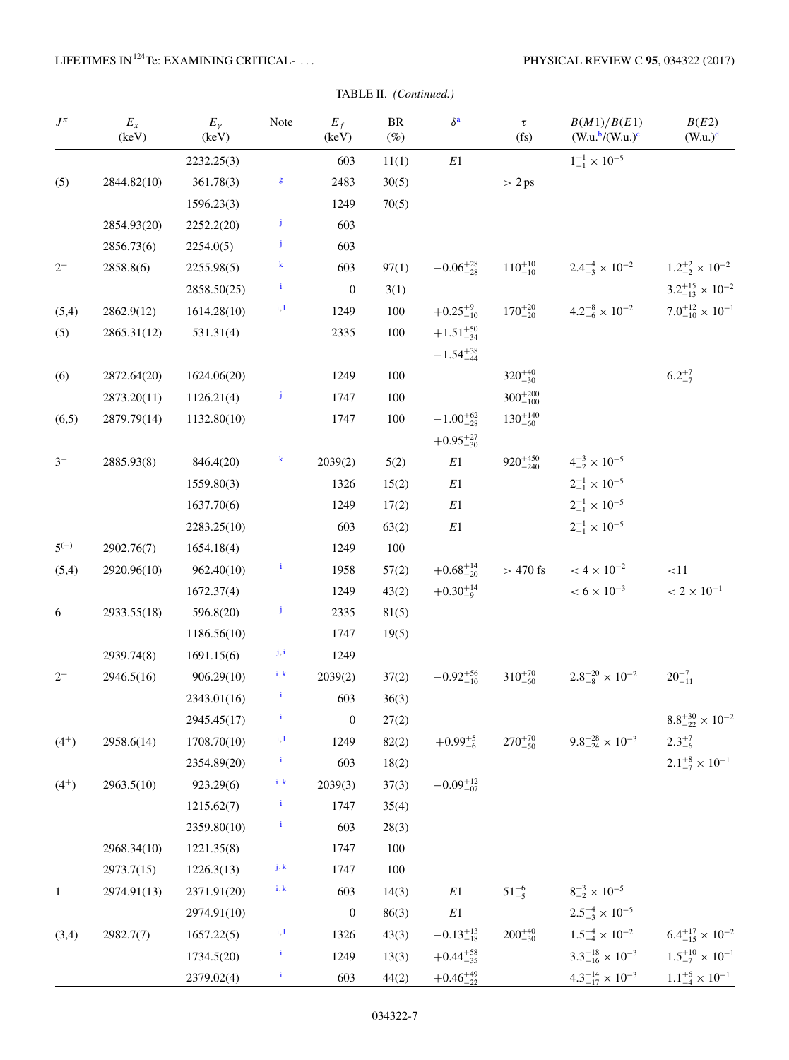TABLE II. *(Continued.)*

| $J^\pi$ | $E_x$ (keV) | $E_\gamma$ (keV) | Note | $E_f$ (keV) | BR (%) | $\delta$[a] | $\tau$ (fs) | $B(M1)/B(E1)$ (W.u.[b]/(W.u.)[c] | $B(E2)$ (W.u.)[d] |
|---|---|---|---|---|---|---|---|---|---|
| | | 2232.25(3) | | 603 | 11(1) | $E1$ | | $1^{+1}_{-1} \times 10^{-5}$ | |
| (5) | 2844.82(10) | 361.78(3) | g | 2483 | 30(5) | | $> 2$ ps | | |
| | | 1596.23(3) | | 1249 | 70(5) | | | | |
| | 2854.93(20) | 2252.2(20) | j | 603 | | | | | |
| | 2856.73(6) | 2254.0(5) | j | 603 | | | | | |
| $2^+$ | 2858.8(6) | 2255.98(5) | k | 603 | 97(1) | $-0.06^{+28}_{-28}$ | $110^{+10}_{-10}$ | $2.4^{+4}_{-3} \times 10^{-2}$ | $1.2^{+2}_{-2} \times 10^{-2}$ |
| | | 2858.50(25) | i | 0 | 3(1) | | | | $3.2^{+15}_{-13} \times 10^{-2}$ |
| (5,4) | 2862.9(12) | 1614.28(10) | i,l | 1249 | 100 | $+0.25^{+9}_{-10}$ | $170^{+20}_{-20}$ | $4.2^{+8}_{-6} \times 10^{-2}$ | $7.0^{+12}_{-10} \times 10^{-1}$ |
| (5) | 2865.31(12) | 531.31(4) | | 2335 | 100 | $+1.51^{+50}_{-34}$ | | | |
| | | | | | | $-1.54^{+38}_{-44}$ | | | |
| (6) | 2872.64(20) | 1624.06(20) | | 1249 | 100 | | $320^{+40}_{-30}$ | | $6.2^{+7}_{-7}$ |
| | 2873.20(11) | 1126.21(4) | j | 1747 | 100 | | $300^{+200}_{-100}$ | | |
| (6,5) | 2879.79(14) | 1132.80(10) | | 1747 | 100 | $-1.00^{+62}_{-28}$ | $130^{+140}_{-60}$ | | |
| | | | | | | $+0.95^{+27}_{-30}$ | | | |
| $3^-$ | 2885.93(8) | 846.4(20) | k | 2039(2) | 5(2) | $E1$ | $920^{+450}_{-240}$ | $4^{+3}_{-2} \times 10^{-5}$ | |
| | | 1559.80(3) | | 1326 | 15(2) | $E1$ | | $2^{+1}_{-1} \times 10^{-5}$ | |
| | | 1637.70(6) | | 1249 | 17(2) | $E1$ | | $2^{+1}_{-1} \times 10^{-5}$ | |
| | | 2283.25(10) | | 603 | 63(2) | $E1$ | | $2^{+1}_{-1} \times 10^{-5}$ | |
| $5^{(-)}$ | 2902.76(7) | 1654.18(4) | | 1249 | 100 | | | | |
| (5,4) | 2920.96(10) | 962.40(10) | i | 1958 | 57(2) | $+0.68^{+14}_{-20}$ | $> 470$ fs | $< 4 \times 10^{-2}$ | $<11$ |
| | | 1672.37(4) | | 1249 | 43(2) | $+0.30^{+14}_{-9}$ | | $< 6 \times 10^{-3}$ | $< 2 \times 10^{-1}$ |
| 6 | 2933.55(18) | 596.8(20) | j | 2335 | 81(5) | | | | |
| | | 1186.56(10) | | 1747 | 19(5) | | | | |
| | 2939.74(8) | 1691.15(6) | j,i | 1249 | | | | | |
| $2^+$ | 2946.5(16) | 906.29(10) | i,k | 2039(2) | 37(2) | $-0.92^{+56}_{-10}$ | $310^{+70}_{-60}$ | $2.8^{+20}_{-8} \times 10^{-2}$ | $20^{+7}_{-11}$ |
| | | 2343.01(16) | i | 603 | 36(3) | | | | |
| | | 2945.45(17) | i | 0 | 27(2) | | | | $8.8^{+30}_{-22} \times 10^{-2}$ |
| $(4^+)$ | 2958.6(14) | 1708.70(10) | i,l | 1249 | 82(2) | $+0.99^{+5}_{-6}$ | $270^{+70}_{-50}$ | $9.8^{+28}_{-24} \times 10^{-3}$ | $2.3^{+7}_{-6}$ |
| | | 2354.89(20) | i | 603 | 18(2) | | | | $2.1^{+8}_{-7} \times 10^{-1}$ |
| $(4^+)$ | 2963.5(10) | 923.29(6) | i,k | 2039(3) | 37(3) | $-0.09^{+12}_{-07}$ | | | |
| | | 1215.62(7) | i | 1747 | 35(4) | | | | |
| | | 2359.80(10) | i | 603 | 28(3) | | | | |
| | 2968.34(10) | 1221.35(8) | | 1747 | 100 | | | | |
| | 2973.7(15) | 1226.3(13) | j,k | 1747 | 100 | | | | |
| 1 | 2974.91(13) | 2371.91(20) | i,k | 603 | 14(3) | $E1$ | $51^{+6}_{-5}$ | $8^{+3}_{-2} \times 10^{-5}$ | |
| | | 2974.91(10) | | 0 | 86(3) | $E1$ | | $2.5^{+4}_{-3} \times 10^{-5}$ | |
| (3,4) | 2982.7(7) | 1657.22(5) | i,l | 1326 | 43(3) | $-0.13^{+13}_{-18}$ | $200^{+40}_{-30}$ | $1.5^{+4}_{-4} \times 10^{-2}$ | $6.4^{+17}_{-15} \times 10^{-2}$ |
| | | 1734.5(20) | i | 1249 | 13(3) | $+0.44^{+58}_{-35}$ | | $3.3^{+18}_{-16} \times 10^{-3}$ | $1.5^{+10}_{-7} \times 10^{-1}$ |
| | | 2379.02(4) | i | 603 | 44(2) | $+0.46^{+49}_{-22}$ | | $4.3^{+14}_{-17} \times 10^{-3}$ | $1.1^{+6}_{-4} \times 10^{-1}$ |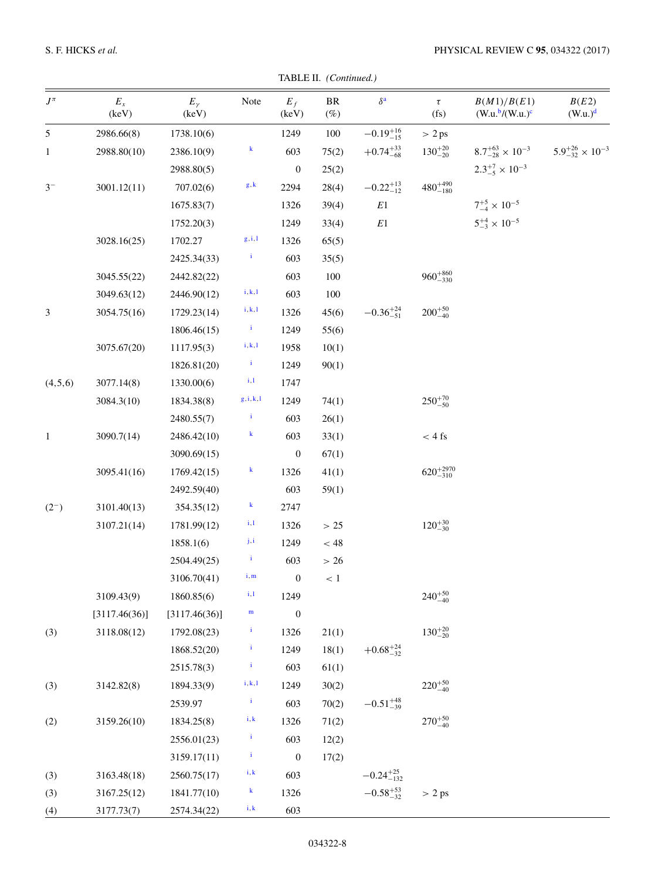TABLE II. *(Continued.)*

| $J^\pi$ | $E_x$ (keV) | $E_\gamma$ (keV) | Note | $E_f$ (keV) | BR (%) | $\delta$[a] | $\tau$ (fs) | $B(M1)/B(E1)$ (W.u.[b]/(W.u.)[c] | $B(E2)$ (W.u.)[d] |
|---|---|---|---|---|---|---|---|---|---|
| 5 | 2986.66(8) | 1738.10(6) | | 1249 | 100 | $-0.19^{+16}_{-15}$ | > 2 ps | | |
| 1 | 2988.80(10) | 2386.10(9) | k | 603 | 75(2) | $+0.74^{+33}_{-68}$ | $130^{+20}_{-20}$ | $8.7^{+63}_{-28} \times 10^{-3}$ | $5.9^{+26}_{-32} \times 10^{-3}$ |
| | | 2988.80(5) | | 0 | 25(2) | | | $2.3^{+7}_{-5} \times 10^{-3}$ | |
| $3^-$ | 3001.12(11) | 707.02(6) | g, k | 2294 | 28(4) | $-0.22^{+13}_{-12}$ | $480^{+490}_{-180}$ | | |
| | | 1675.83(7) | | 1326 | 39(4) | $E1$ | | $7^{+5}_{-4} \times 10^{-5}$ | |
| | | 1752.20(3) | | 1249 | 33(4) | $E1$ | | $5^{+4}_{-3} \times 10^{-5}$ | |
| | 3028.16(25) | 1702.27 | g, i, l | 1326 | 65(5) | | | | |
| | | 2425.34(33) | i | 603 | 35(5) | | | | |
| | 3045.55(22) | 2442.82(22) | | 603 | 100 | | $960^{+860}_{-330}$ | | |
| | 3049.63(12) | 2446.90(12) | i, k, l | 603 | 100 | | | | |
| 3 | 3054.75(16) | 1729.23(14) | i, k, l | 1326 | 45(6) | $-0.36^{+24}_{-51}$ | $200^{+50}_{-40}$ | | |
| | | 1806.46(15) | i | 1249 | 55(6) | | | | |
| | 3075.67(20) | 1117.95(3) | i, k, l | 1958 | 10(1) | | | | |
| | | 1826.81(20) | i | 1249 | 90(1) | | | | |
| (4,5,6) | 3077.14(8) | 1330.00(6) | i, l | 1747 | | | | | |
| | 3084.3(10) | 1834.38(8) | g, i, k, l | 1249 | 74(1) | | $250^{+70}_{-50}$ | | |
| | | 2480.55(7) | i | 603 | 26(1) | | | | |
| 1 | 3090.7(14) | 2486.42(10) | k | 603 | 33(1) | | < 4 fs | | |
| | | 3090.69(15) | | 0 | 67(1) | | | | |
| | 3095.41(16) | 1769.42(15) | k | 1326 | 41(1) | | $620^{+2970}_{-310}$ | | |
| | | 2492.59(40) | | 603 | 59(1) | | | | |
| $(2^-)$ | 3101.40(13) | 354.35(12) | k | 2747 | | | | | |
| | 3107.21(14) | 1781.99(12) | i, l | 1326 | > 25 | | $120^{+30}_{-30}$ | | |
| | | 1858.1(6) | j, i | 1249 | < 48 | | | | |
| | | 2504.49(25) | i | 603 | > 26 | | | | |
| | | 3106.70(41) | i, m | 0 | < 1 | | | | |
| | 3109.43(9) | 1860.85(6) | i, l | 1249 | | | $240^{+50}_{-40}$ | | |
| | [3117.46(36)] | [3117.46(36)] | m | 0 | | | | | |
| (3) | 3118.08(12) | 1792.08(23) | i | 1326 | 21(1) | | $130^{+20}_{-20}$ | | |
| | | 1868.52(20) | i | 1249 | 18(1) | $+0.68^{+24}_{-32}$ | | | |
| | | 2515.78(3) | i | 603 | 61(1) | | | | |
| (3) | 3142.82(8) | 1894.33(9) | i, k, l | 1249 | 30(2) | | $220^{+50}_{-40}$ | | |
| | | 2539.97 | i | 603 | 70(2) | $-0.51^{+48}_{-39}$ | | | |
| (2) | 3159.26(10) | 1834.25(8) | i, k | 1326 | 71(2) | | $270^{+50}_{-40}$ | | |
| | | 2556.01(23) | i | 603 | 12(2) | | | | |
| | | 3159.17(11) | i | 0 | 17(2) | | | | |
| (3) | 3163.48(18) | 2560.75(17) | i, k | 603 | | $-0.24^{+25}_{-132}$ | | | |
| (3) | 3167.25(12) | 1841.77(10) | k | 1326 | | $-0.58^{+53}_{-32}$ | > 2 ps | | |
| (4) | 3177.73(7) | 2574.34(22) | i, k | 603 | | | | | |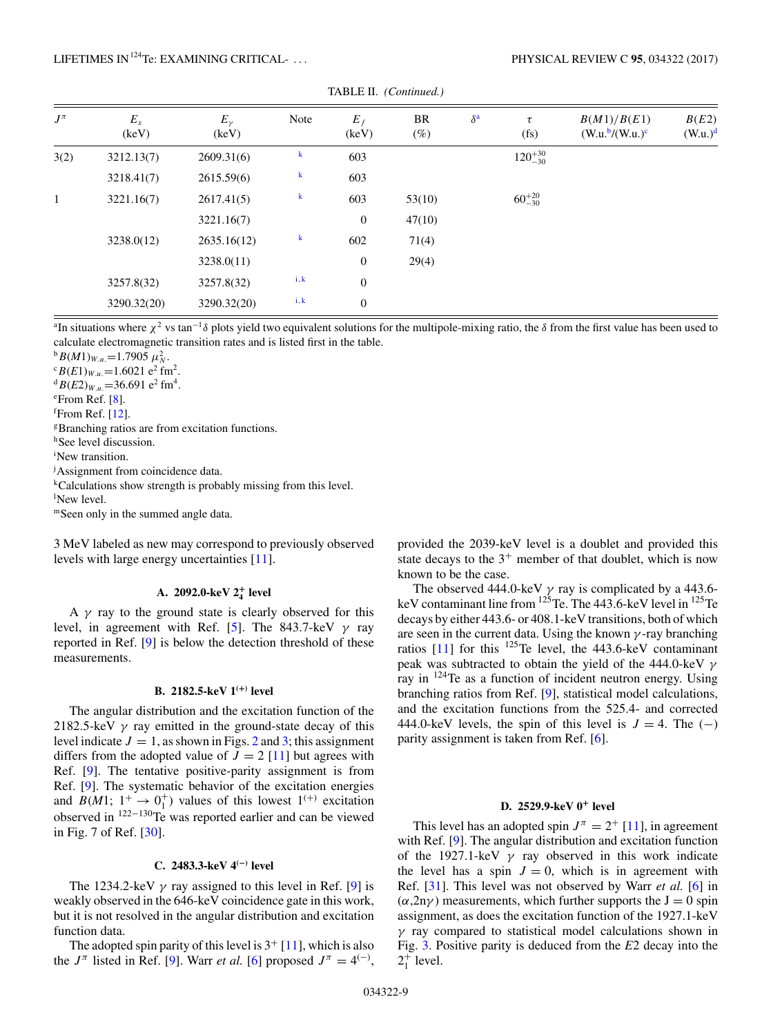TABLE II. *(Continued.)*

| $J^\pi$ | $E_x$ (keV) | $E_\gamma$ (keV) | Note | $E_f$ (keV) | BR (%) | $\delta$[a] | $\tau$ (fs) | $B(M1)/B(E1)$ (W.u.[b]/(W.u.)[c] | $B(E2)$ (W.u.)[d] |
|---|---|---|---|---|---|---|---|---|---|
| 3(2) | 3212.13(7) | 2609.31(6) | k | 603 | | | $120^{+30}_{-30}$ | | |
| | 3218.41(7) | 2615.59(6) | k | 603 | | | | | |
| 1 | 3221.16(7) | 2617.41(5) | k | 603 | 53(10) | | $60^{+20}_{-30}$ | | |
| | | 3221.16(7) | | 0 | 47(10) | | | | |
| | 3238.0(12) | 2635.16(12) | k | 602 | 71(4) | | | | |
| | | 3238.0(11) | | 0 | 29(4) | | | | |
| | 3257.8(32) | 3257.8(32) | i, k | 0 | | | | | |
| | 3290.32(20) | 3290.32(20) | i, k | 0 | | | | | |

[a]In situations where $\chi^2$ vs $\tan^{-1}\delta$ plots yield two equivalent solutions for the multipole-mixing ratio, the $\delta$ from the first value has been used to calculate electromagnetic transition rates and is listed first in the table.
[b]$B(M1)_{W.u.}$=1.7905 $\mu_N^2$.
[c]$B(E1)_{W.u.}$=1.6021 $e^2$ fm$^2$.
[d]$B(E2)_{W.u.}$=36.691 $e^2$ fm$^4$.
[e]From Ref. [8].
[f]From Ref. [12].
[g]Branching ratios are from excitation functions.
[h]See level discussion.
[i]New transition.
[j]Assignment from coincidence data.
[k]Calculations show strength is probably missing from this level.
[l]New level.
[m]Seen only in the summed angle data.

3 MeV labeled as new may correspond to previously observed levels with large energy uncertainties [11].

### A. 2092.0-keV $2_4^+$ level

A $\gamma$ ray to the ground state is clearly observed for this level, in agreement with Ref. [5]. The 843.7-keV $\gamma$ ray reported in Ref. [9] is below the detection threshold of these measurements.

### B. 2182.5-keV $1^{(+)}$ level

The angular distribution and the excitation function of the 2182.5-keV $\gamma$ ray emitted in the ground-state decay of this level indicate $J = 1$, as shown in Figs. 2 and 3; this assignment differs from the adopted value of $J = 2$ [11] but agrees with Ref. [9]. The tentative positive-parity assignment is from Ref. [9]. The systematic behavior of the excitation energies and $B(M1;\ 1^+ \rightarrow 0_1^+)$ values of this lowest $1^{(+)}$ excitation observed in $^{122-130}$Te was reported earlier and can be viewed in Fig. 7 of Ref. [30].

### C. 2483.3-keV $4^{(-)}$ level

The 1234.2-keV $\gamma$ ray assigned to this level in Ref. [9] is weakly observed in the 646-keV coincidence gate in this work, but it is not resolved in the angular distribution and excitation function data.

The adopted spin parity of this level is $3^+$ [11], which is also the $J^\pi$ listed in Ref. [9]. Warr *et al.* [6] proposed $J^\pi = 4^{(-)}$, provided the 2039-keV level is a doublet and provided this state decays to the $3^+$ member of that doublet, which is now known to be the case.

The observed 444.0-keV $\gamma$ ray is complicated by a 443.6-keV contaminant line from $^{125}$Te. The 443.6-keV level in $^{125}$Te decays by either 443.6- or 408.1-keV transitions, both of which are seen in the current data. Using the known $\gamma$-ray branching ratios [11] for this $^{125}$Te level, the 443.6-keV contaminant peak was subtracted to obtain the yield of the 444.0-keV $\gamma$ ray in $^{124}$Te as a function of incident neutron energy. Using branching ratios from Ref. [9], statistical model calculations, and the excitation functions from the 525.4- and corrected 444.0-keV levels, the spin of this level is $J = 4$. The $(-)$ parity assignment is taken from Ref. [6].

### D. 2529.9-keV $0^+$ level

This level has an adopted spin $J^\pi = 2^+$ [11], in agreement with Ref. [9]. The angular distribution and excitation function of the 1927.1-keV $\gamma$ ray observed in this work indicate the level has a spin $J = 0$, which is in agreement with Ref. [31]. This level was not observed by Warr *et al.* [6] in $(\alpha,2n\gamma)$ measurements, which further supports the J = 0 spin assignment, as does the excitation function of the 1927.1-keV $\gamma$ ray compared to statistical model calculations shown in Fig. 3. Positive parity is deduced from the $E2$ decay into the $2_1^+$ level.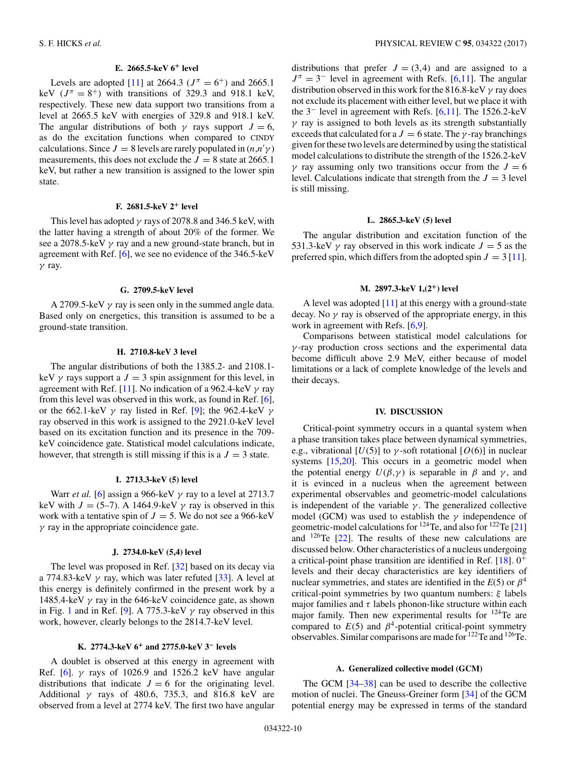### E. 2665.5-keV $6^+$ level

Levels are adopted [11] at 2664.3 ($J^\pi = 6^+$) and 2665.1 keV ($J^\pi = 8^+$) with transitions of 329.3 and 918.1 keV, respectively. These new data support two transitions from a level at 2665.5 keV with energies of 329.8 and 918.1 keV. The angular distributions of both $\gamma$ rays support $J = 6$, as do the excitation functions when compared to CINDY calculations. Since $J = 8$ levels are rarely populated in $(n,n'\gamma)$ measurements, this does not exclude the $J = 8$ state at 2665.1 keV, but rather a new transition is assigned to the lower spin state.

### F. 2681.5-keV $2^+$ level

This level has adopted $\gamma$ rays of 2078.8 and 346.5 keV, with the latter having a strength of about 20% of the former. We see a 2078.5-keV $\gamma$ ray and a new ground-state branch, but in agreement with Ref. [6], we see no evidence of the 346.5-keV $\gamma$ ray.

### G. 2709.5-keV level

A 2709.5-keV $\gamma$ ray is seen only in the summed angle data. Based only on energetics, this transition is assumed to be a ground-state transition.

### H. 2710.8-keV 3 level

The angular distributions of both the 1385.2- and 2108.1-keV $\gamma$ rays support a $J = 3$ spin assignment for this level, in agreement with Ref. [11]. No indication of a 962.4-keV $\gamma$ ray from this level was observed in this work, as found in Ref. [6], or the 662.1-keV $\gamma$ ray listed in Ref. [9]; the 962.4-keV $\gamma$ ray observed in this work is assigned to the 2921.0-keV level based on its excitation function and its presence in the 709-keV coincidence gate. Statistical model calculations indicate, however, that strength is still missing if this is a $J = 3$ state.

### I. 2713.3-keV (5) level

Warr *et al.* [6] assign a 966-keV $\gamma$ ray to a level at 2713.7 keV with $J = (5–7)$. A 1464.9-keV $\gamma$ ray is observed in this work with a tentative spin of $J = 5$. We do not see a 966-keV $\gamma$ ray in the appropriate coincidence gate.

### J. 2734.0-keV (5,4) level

The level was proposed in Ref. [32] based on its decay via a 774.83-keV $\gamma$ ray, which was later refuted [33]. A level at this energy is definitely confirmed in the present work by a 1485.4-keV $\gamma$ ray in the 646-keV coincidence gate, as shown in Fig. 1 and in Ref. [9]. A 775.3-keV $\gamma$ ray observed in this work, however, clearly belongs to the 2814.7-keV level.

### K. 2774.3-keV $6^+$ and 2775.0-keV $3^-$ levels

A doublet is observed at this energy in agreement with Ref. [6]. $\gamma$ rays of 1026.9 and 1526.2 keV have angular distributions that indicate $J = 6$ for the originating level. Additional $\gamma$ rays of 480.6, 735.3, and 816.8 keV are observed from a level at 2774 keV. The first two have angular distributions that prefer $J = (3,4)$ and are assigned to a $J^\pi = 3^-$ level in agreement with Refs. [6,11]. The angular distribution observed in this work for the 816.8-keV $\gamma$ ray does not exclude its placement with either level, but we place it with the $3^-$ level in agreement with Refs. [6,11]. The 1526.2-keV $\gamma$ ray is assigned to both levels as its strength substantially exceeds that calculated for a $J = 6$ state. The $\gamma$-ray branchings given for these two levels are determined by using the statistical model calculations to distribute the strength of the 1526.2-keV $\gamma$ ray assuming only two transitions occur from the $J = 6$ level. Calculations indicate that strength from the $J = 3$ level is still missing.

### L. 2865.3-keV (5) level

The angular distribution and excitation function of the 531.3-keV $\gamma$ ray observed in this work indicate $J = 5$ as the preferred spin, which differs from the adopted spin $J = 3$ [11].

### M. 2897.3-keV 1,($2^+$) level

A level was adopted [11] at this energy with a ground-state decay. No $\gamma$ ray is observed of the appropriate energy, in this work in agreement with Refs. [6,9].

Comparisons between statistical model calculations for $\gamma$-ray production cross sections and the experimental data become difficult above 2.9 MeV, either because of model limitations or a lack of complete knowledge of the levels and their decays.

## IV. DISCUSSION

Critical-point symmetry occurs in a quantal system when a phase transition takes place between dynamical symmetries, e.g., vibrational [$U(5)$] to $\gamma$-soft rotational [$O(6)$] in nuclear systems [15,20]. This occurs in a geometric model when the potential energy $U(\beta,\gamma)$ is separable in $\beta$ and $\gamma$, and it is evinced in a nucleus when the agreement between experimental observables and geometric-model calculations is independent of the variable $\gamma$. The generalized collective model (GCM) was used to establish the $\gamma$ independence of geometric-model calculations for $^{124}$Te, and also for $^{122}$Te [21] and $^{126}$Te [22]. The results of these new calculations are discussed below. Other characteristics of a nucleus undergoing a critical-point phase transition are identified in Ref. [18]. $0^+$ levels and their decay characteristics are key identifiers of nuclear symmetries, and states are identified in the $E(5)$ or $\beta^4$ critical-point symmetries by two quantum numbers: $\xi$ labels major families and $\tau$ labels phonon-like structure within each major family. Then new experimental results for $^{124}$Te are compared to $E(5)$ and $\beta^4$-potential critical-point symmetry observables. Similar comparisons are made for $^{122}$Te and $^{126}$Te.

### A. Generalized collective model (GCM)

The GCM [34–38] can be used to describe the collective motion of nuclei. The Gneuss-Greiner form [34] of the GCM potential energy may be expressed in terms of the standard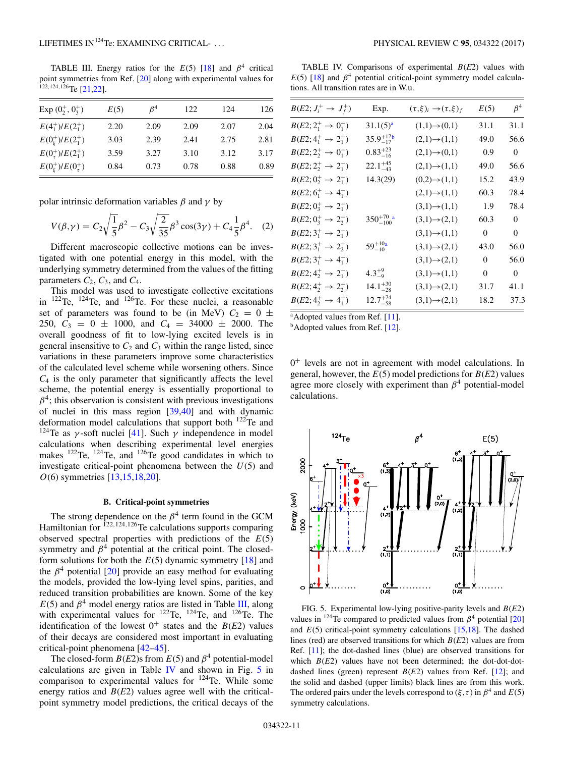TABLE III. Energy ratios for the $E(5)$ [18] and $\beta^4$ critical point symmetries from Ref. [20] along with experimental values for $^{122,124,126}$Te [21,22].

| Exp $(0_2^+, 0_3^+)$ | $E(5)$ | $\beta^4$ | 122 | 124 | 126 |
|---|---|---|---|---|---|
| $E(4_1^+)/E(2_1^+)$ | 2.20 | 2.09 | 2.09 | 2.07 | 2.04 |
| $E(0_\xi^+)/E(2_1^+)$ | 3.03 | 2.39 | 2.41 | 2.75 | 2.81 |
| $E(0_\tau^+)/E(2_1^+)$ | 3.59 | 3.27 | 3.10 | 3.12 | 3.17 |
| $E(0_\xi^+)/E(0_\tau^+)$ | 0.84 | 0.73 | 0.78 | 0.88 | 0.89 |

polar intrinsic deformation variables $\beta$ and $\gamma$ by

$$V(\beta,\gamma) = C_2\sqrt{\frac{1}{5}}\beta^2 - C_3\sqrt{\frac{2}{35}}\beta^3\cos(3\gamma) + C_4\frac{1}{5}\beta^4. \quad (2)$$

Different macroscopic collective motions can be investigated with one potential energy in this model, with the underlying symmetry determined from the values of the fitting parameters $C_2$, $C_3$, and $C_4$.

This model was used to investigate collective excitations in $^{122}$Te, $^{124}$Te, and $^{126}$Te. For these nuclei, a reasonable set of parameters was found to be (in MeV) $C_2 = 0 \pm 250$, $C_3 = 0 \pm 1000$, and $C_4 = 34000 \pm 2000$. The overall goodness of fit to low-lying excited levels is in general insensitive to $C_2$ and $C_3$ within the range listed, since variations in these parameters improve some characteristics of the calculated level scheme while worsening others. Since $C_4$ is the only parameter that significantly affects the level scheme, the potential energy is essentially proportional to $\beta^4$; this observation is consistent with previous investigations of nuclei in this mass region [39,40] and with dynamic deformation model calculations that support both $^{122}$Te and $^{124}$Te as $\gamma$-soft nuclei [41]. Such $\gamma$ independence in model calculations when describing experimental level energies makes $^{122}$Te, $^{124}$Te, and $^{126}$Te good candidates in which to investigate critical-point phenomena between the $U(5)$ and $O(6)$ symmetries [13,15,18,20].

### B. Critical-point symmetries

The strong dependence on the $\beta^4$ term found in the GCM Hamiltonian for $^{122,124,126}$Te calculations supports comparing observed spectral properties with predictions of the $E(5)$ symmetry and $\beta^4$ potential at the critical point. The closed-form solutions for both the $E(5)$ dynamic symmetry [18] and the $\beta^4$ potential [20] provide an easy method for evaluating the models, provided the low-lying level spins, parities, and reduced transition probabilities are known. Some of the key $E(5)$ and $\beta^4$ model energy ratios are listed in Table III, along with experimental values for $^{122}$Te, $^{124}$Te, and $^{126}$Te. The identification of the lowest $0^+$ states and the $B(E2)$ values of their decays are considered most important in evaluating critical-point phenomena [42–45].

The closed-form $B(E2)$s from $E(5)$ and $\beta^4$ potential-model calculations are given in Table IV and shown in Fig. 5 in comparison to experimental values for $^{124}$Te. While some energy ratios and $B(E2)$ values agree well with the critical-point symmetry model predictions, the critical decays of the $0^+$ levels are not in agreement with model calculations. In general, however, the $E(5)$ model predictions for $B(E2)$ values agree more closely with experiment than $\beta^4$ potential-model calculations.

TABLE IV. Comparisons of experimental $B(E2)$ values with $E(5)$ [18] and $\beta^4$ potential critical-point symmetry model calculations. All transition rates are in W.u.

| $B(E2; J_i^+ \to J_f^+)$ | Exp. | $(\tau,\xi)_i \to (\tau,\xi)_f$ | $E(5)$ | $\beta^4$ |
|---|---|---|---|---|
| $B(E2; 2_1^+ \to 0_1^+)$ | 31.1(5)[a] | (1,1)→(0,1) | 31.1 | 31.1 |
| $B(E2; 4_1^+ \to 2_1^+)$ | $35.9^{+17}_{-17}$[b] | (2,1)→(1,1) | 49.0 | 56.6 |
| $B(E2; 2_2^+ \to 0_1^+)$ | $0.83^{+23}_{-16}$ | (2,1)→(0,1) | 0.9 | 0 |
| $B(E2; 2_2^+ \to 2_1^+)$ | $22.1^{+45}_{-43}$ | (2,1)→(1,1) | 49.0 | 56.6 |
| $B(E2; 0_2^+ \to 2_1^+)$ | 14.3(29) | (0,2)→(1,1) | 15.2 | 43.9 |
| $B(E2; 6_1^+ \to 4_1^+)$ | | (2,1)→(1,1) | 60.3 | 78.4 |
| $B(E2; 0_3^+ \to 2_1^+)$ | | (3,1)→(1,1) | 1.9 | 78.4 |
| $B(E2; 0_3^+ \to 2_2^+)$ | $350^{+70}_{-100}$[a] | (3,1)→(2,1) | 60.3 | 0 |
| $B(E2; 3_1^+ \to 2_1^+)$ | | (3,1)→(1,1) | 0 | 0 |
| $B(E2; 3_1^+ \to 2_2^+)$ | $59^{+10}_{-10}$[a] | (3,1)→(2,1) | 43.0 | 56.0 |
| $B(E2; 3_1^+ \to 4_1^+)$ | | (3,1)→(2,1) | 0 | 56.0 |
| $B(E2; 4_2^+ \to 2_1^+)$ | $4.3^{+9}_{-9}$ | (3,1)→(1,1) | 0 | 0 |
| $B(E2; 4_2^+ \to 2_2^+)$ | $14.1^{+30}_{-28}$ | (3,1)→(2,1) | 31.7 | 41.1 |
| $B(E2; 4_2^+ \to 4_1^+)$ | $12.7^{+74}_{-58}$ | (3,1)→(2,1) | 18.2 | 37.3 |

[a]Adopted values from Ref. [11].
[b]Adopted values from Ref. [12].

FIG. 5. Experimental low-lying positive-parity levels and $B(E2)$ values in $^{124}$Te compared to predicted values from $\beta^4$ potential [20] and $E(5)$ critical-point symmetry calculations [15,18]. The dashed lines (red) are observed transitions for which $B(E2)$ values are from Ref. [11]; the dot-dashed lines (blue) are observed transitions for which $B(E2)$ values have not been determined; the dot-dot-dot-dashed lines (green) represent $B(E2)$ values from Ref. [12]; and the solid and dashed (upper limits) black lines are from this work. The ordered pairs under the levels correspond to $(\xi,\tau)$ in $\beta^4$ and $E(5)$ symmetry calculations.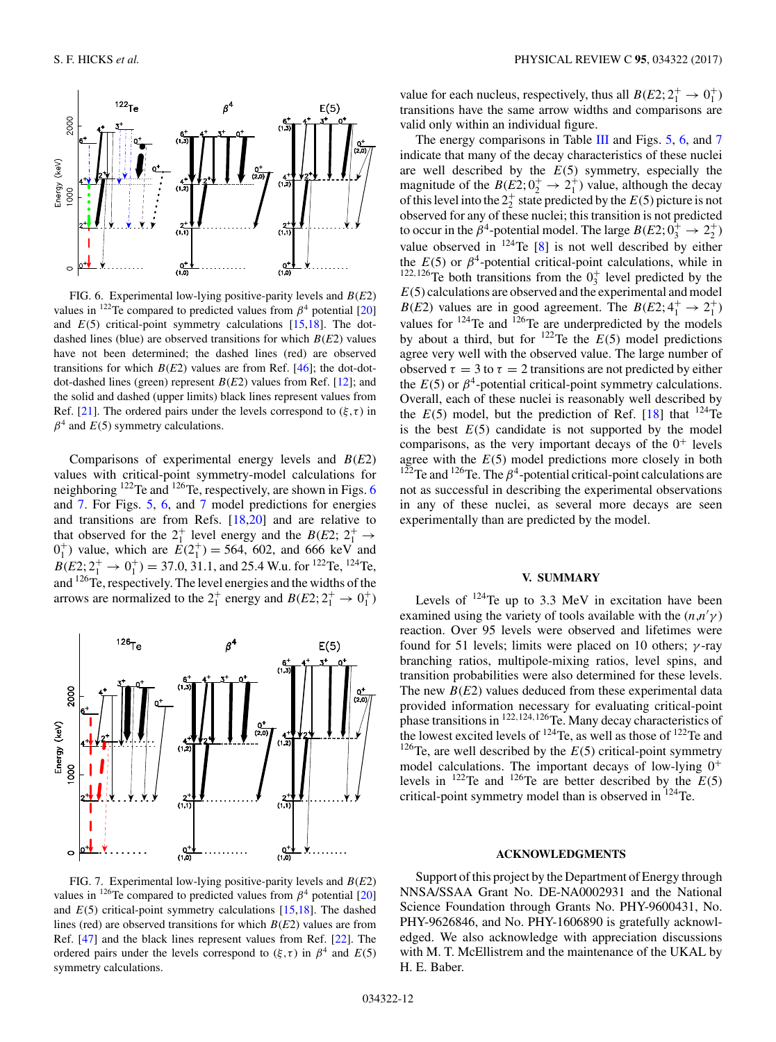FIG. 6. Experimental low-lying positive-parity levels and $B(E2)$ values in $^{122}$Te compared to predicted values from $\beta^4$ potential [20] and $E(5)$ critical-point symmetry calculations [15,18]. The dot-dashed lines (blue) are observed transitions for which $B(E2)$ values have not been determined; the dashed lines (red) are observed transitions for which $B(E2)$ values are from Ref. [46]; the dot-dot-dot-dashed lines (green) represent $B(E2)$ values from Ref. [12]; and the solid and dashed (upper limits) black lines represent values from Ref. [21]. The ordered pairs under the levels correspond to $(\xi,\tau)$ in $\beta^4$ and $E(5)$ symmetry calculations.

Comparisons of experimental energy levels and $B(E2)$ values with critical-point symmetry-model calculations for neighboring $^{122}$Te and $^{126}$Te, respectively, are shown in Figs. 6 and 7. For Figs. 5, 6, and 7 model predictions for energies and transitions are from Refs. [18,20] and are relative to that observed for the $2_1^+$ level energy and the $B(E2;\,2_1^+ \rightarrow 0_1^+)$ value, which are $E(2_1^+) = 564$, 602, and 666 keV and $B(E2;2_1^+ \rightarrow 0_1^+) = 37.0$, 31.1, and 25.4 W.u. for $^{122}$Te, $^{124}$Te, and $^{126}$Te, respectively. The level energies and the widths of the arrows are normalized to the $2_1^+$ energy and $B(E2;2_1^+ \rightarrow 0_1^+)$ value for each nucleus, respectively, thus all $B(E2;2_1^+ \rightarrow 0_1^+)$ transitions have the same arrow widths and comparisons are valid only within an individual figure.

FIG. 7. Experimental low-lying positive-parity levels and $B(E2)$ values in $^{126}$Te compared to predicted values from $\beta^4$ potential [20] and $E(5)$ critical-point symmetry calculations [15,18]. The dashed lines (red) are observed transitions for which $B(E2)$ values are from Ref. [47] and the black lines represent values from Ref. [22]. The ordered pairs under the levels correspond to $(\xi,\tau)$ in $\beta^4$ and $E(5)$ symmetry calculations.

The energy comparisons in Table III and Figs. 5, 6, and 7 indicate that many of the decay characteristics of these nuclei are well described by the $E(5)$ symmetry, especially the magnitude of the $B(E2;0_2^+ \rightarrow 2_1^+)$ value, although the decay of this level into the $2_2^+$ state predicted by the $E(5)$ picture is not observed for any of these nuclei; this transition is not predicted to occur in the $\beta^4$-potential model. The large $B(E2;0_3^+ \rightarrow 2_2^+)$ value observed in $^{124}$Te [8] is not well described by either the $E(5)$ or $\beta^4$-potential critical-point calculations, while in $^{122,126}$Te both transitions from the $0_3^+$ level predicted by the $E(5)$ calculations are observed and the experimental and model $B(E2)$ values are in good agreement. The $B(E2;4_1^+ \rightarrow 2_1^+)$ values for $^{124}$Te and $^{126}$Te are underpredicted by the models by about a third, but for $^{122}$Te the $E(5)$ model predictions agree very well with the observed value. The large number of observed $\tau = 3$ to $\tau = 2$ transitions are not predicted by either the $E(5)$ or $\beta^4$-potential critical-point symmetry calculations. Overall, each of these nuclei is reasonably well described by the $E(5)$ model, but the prediction of Ref. [18] that $^{124}$Te is the best $E(5)$ candidate is not supported by the model comparisons, as the very important decays of the $0^+$ levels agree with the $E(5)$ model predictions more closely in both $^{122}$Te and $^{126}$Te. The $\beta^4$-potential critical-point calculations are not as successful in describing the experimental observations in any of these nuclei, as several more decays are seen experimentally than are predicted by the model.

## V. SUMMARY

Levels of $^{124}$Te up to 3.3 MeV in excitation have been examined using the variety of tools available with the $(n,n'\gamma)$ reaction. Over 95 levels were observed and lifetimes were found for 51 levels; limits were placed on 10 others; $\gamma$-ray branching ratios, multipole-mixing ratios, level spins, and transition probabilities were also determined for these levels. The new $B(E2)$ values deduced from these experimental data provided information necessary for evaluating critical-point phase transitions in $^{122,124,126}$Te. Many decay characteristics of the lowest excited levels of $^{124}$Te, as well as those of $^{122}$Te and $^{126}$Te, are well described by the $E(5)$ critical-point symmetry model calculations. The important decays of low-lying $0^+$ levels in $^{122}$Te and $^{126}$Te are better described by the $E(5)$ critical-point symmetry model than is observed in $^{124}$Te.

## ACKNOWLEDGMENTS

Support of this project by the Department of Energy through NNSA/SSAA Grant No. DE-NA0002931 and the National Science Foundation through Grants No. PHY-9600431, No. PHY-9626846, and No. PHY-1606890 is gratefully acknowledged. We also acknowledge with appreciation discussions with M. T. McEllistrem and the maintenance of the UKAL by H. E. Baber.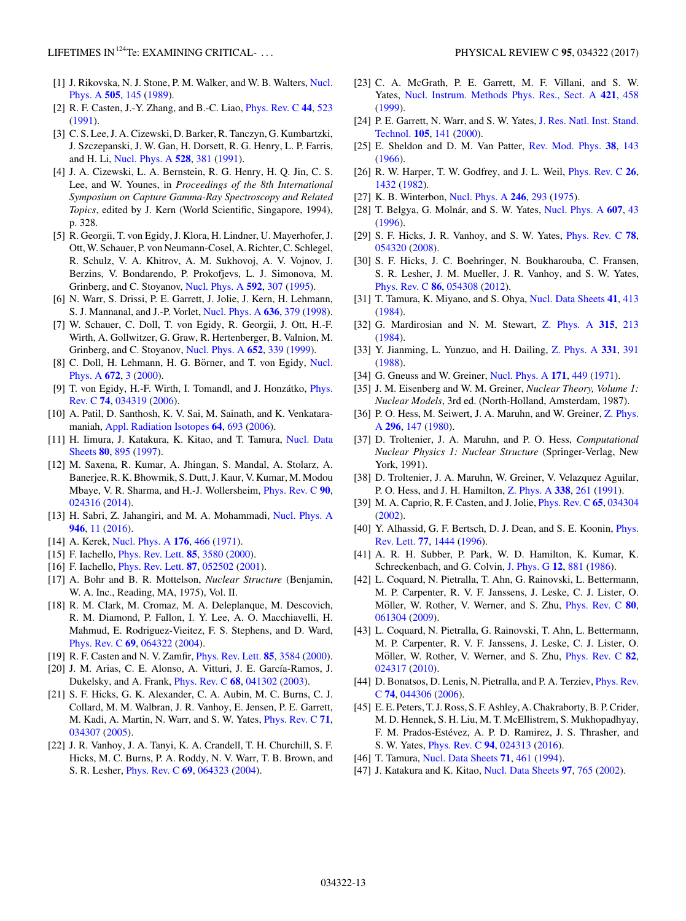[1] J. Rikovska, N. J. Stone, P. M. Walker, and W. B. Walters, Nucl. Phys. A **505**, 145 (1989).

[2] R. F. Casten, J.-Y. Zhang, and B.-C. Liao, Phys. Rev. C **44**, 523 (1991).

[3] C. S. Lee, J. A. Cizewski, D. Barker, R. Tanczyn, G. Kumbartzki, J. Szczepanski, J. W. Gan, H. Dorsett, R. G. Henry, L. P. Farris, and H. Li, Nucl. Phys. A **528**, 381 (1991).

[4] J. A. Cizewski, L. A. Bernstein, R. G. Henry, H. Q. Jin, C. S. Lee, and W. Younes, in *Proceedings of the 8th International Symposium on Capture Gamma-Ray Spectroscopy and Related Topics*, edited by J. Kern (World Scientific, Singapore, 1994), p. 328.

[5] R. Georgii, T. von Egidy, J. Klora, H. Lindner, U. Mayerhofer, J. Ott, W. Schauer, P. von Neumann-Cosel, A. Richter, C. Schlegel, R. Schulz, V. A. Khitrov, A. M. Sukhovoj, A. V. Vojnov, J. Berzins, V. Bondarendo, P. Prokofjevs, L. J. Simonova, M. Grinberg, and C. Stoyanov, Nucl. Phys. A **592**, 307 (1995).

[6] N. Warr, S. Drissi, P. E. Garrett, J. Jolie, J. Kern, H. Lehmann, S. J. Mannanal, and J.-P. Vorlet, Nucl. Phys. A **636**, 379 (1998).

[7] W. Schauer, C. Doll, T. von Egidy, R. Georgii, J. Ott, H.-F. Wirth, A. Gollwitzer, G. Graw, R. Hertenberger, B. Valnion, M. Grinberg, and C. Stoyanov, Nucl. Phys. A **652**, 339 (1999).

[8] C. Doll, H. Lehmann, H. G. Börner, and T. von Egidy, Nucl. Phys. A **672**, 3 (2000).

[9] T. von Egidy, H.-F. Wirth, I. Tomandl, and J. Honzátko, Phys. Rev. C **74**, 034319 (2006).

[10] A. Patil, D. Santhosh, K. V. Sai, M. Sainath, and K. Venkataramaniah, Appl. Radiation Isotopes **64**, 693 (2006).

[11] H. Iimura, J. Katakura, K. Kitao, and T. Tamura, Nucl. Data Sheets **80**, 895 (1997).

[12] M. Saxena, R. Kumar, A. Jhingan, S. Mandal, A. Stolarz, A. Banerjee, R. K. Bhowmik, S. Dutt, J. Kaur, V. Kumar, M. Modou Mbaye, V. R. Sharma, and H.-J. Wollersheim, Phys. Rev. C **90**, 024316 (2014).

[13] H. Sabri, Z. Jahangiri, and M. A. Mohammadi, Nucl. Phys. A **946**, 11 (2016).

[14] A. Kerek, Nucl. Phys. A **176**, 466 (1971).

[15] F. Iachello, Phys. Rev. Lett. **85**, 3580 (2000).

[16] F. Iachello, Phys. Rev. Lett. **87**, 052502 (2001).

[17] A. Bohr and B. R. Mottelson, *Nuclear Structure* (Benjamin, W. A. Inc., Reading, MA, 1975), Vol. II.

[18] R. M. Clark, M. Cromaz, M. A. Deleplanque, M. Descovich, R. M. Diamond, P. Fallon, I. Y. Lee, A. O. Macchiavelli, H. Mahmud, E. Rodriguez-Vieitez, F. S. Stephens, and D. Ward, Phys. Rev. C **69**, 064322 (2004).

[19] R. F. Casten and N. V. Zamfir, Phys. Rev. Lett. **85**, 3584 (2000).

[20] J. M. Arias, C. E. Alonso, A. Vitturi, J. E. García-Ramos, J. Dukelsky, and A. Frank, Phys. Rev. C **68**, 041302 (2003).

[21] S. F. Hicks, G. K. Alexander, C. A. Aubin, M. C. Burns, C. J. Collard, M. M. Walbran, J. R. Vanhoy, E. Jensen, P. E. Garrett, M. Kadi, A. Martin, N. Warr, and S. W. Yates, Phys. Rev. C **71**, 034307 (2005).

[22] J. R. Vanhoy, J. A. Tanyi, K. A. Crandell, T. H. Churchill, S. F. Hicks, M. C. Burns, P. A. Roddy, N. V. Warr, T. B. Brown, and S. R. Lesher, Phys. Rev. C **69**, 064323 (2004).

[23] C. A. McGrath, P. E. Garrett, M. F. Villani, and S. W. Yates, Nucl. Instrum. Methods Phys. Res., Sect. A **421**, 458 (1999).

[24] P. E. Garrett, N. Warr, and S. W. Yates, J. Res. Natl. Inst. Stand. Technol. **105**, 141 (2000).

[25] E. Sheldon and D. M. Van Patter, Rev. Mod. Phys. **38**, 143 (1966).

[26] R. W. Harper, T. W. Godfrey, and J. L. Weil, Phys. Rev. C **26**, 1432 (1982).

[27] K. B. Winterbon, Nucl. Phys. A **246**, 293 (1975).

[28] T. Belgya, G. Molnár, and S. W. Yates, Nucl. Phys. A **607**, 43 (1996).

[29] S. F. Hicks, J. R. Vanhoy, and S. W. Yates, Phys. Rev. C **78**, 054320 (2008).

[30] S. F. Hicks, J. C. Boehringer, N. Boukharouba, C. Fransen, S. R. Lesher, J. M. Mueller, J. R. Vanhoy, and S. W. Yates, Phys. Rev. C **86**, 054308 (2012).

[31] T. Tamura, K. Miyano, and S. Ohya, Nucl. Data Sheets **41**, 413 (1984).

[32] G. Mardirosian and N. M. Stewart, Z. Phys. A **315**, 213 (1984).

[33] Y. Jianming, L. Yunzuo, and H. Dailing, Z. Phys. A **331**, 391 (1988).

[34] G. Gneuss and W. Greiner, Nucl. Phys. A **171**, 449 (1971).

[35] J. M. Eisenberg and W. M. Greiner, *Nuclear Theory, Volume 1: Nuclear Models*, 3rd ed. (North-Holland, Amsterdam, 1987).

[36] P. O. Hess, M. Seiwert, J. A. Maruhn, and W. Greiner, Z. Phys. A **296**, 147 (1980).

[37] D. Troltenier, J. A. Maruhn, and P. O. Hess, *Computational Nuclear Physics 1: Nuclear Structure* (Springer-Verlag, New York, 1991).

[38] D. Troltenier, J. A. Maruhn, W. Greiner, V. Velazquez Aguilar, P. O. Hess, and J. H. Hamilton, Z. Phys. A **338**, 261 (1991).

[39] M. A. Caprio, R. F. Casten, and J. Jolie, Phys. Rev. C **65**, 034304 (2002).

[40] Y. Alhassid, G. F. Bertsch, D. J. Dean, and S. E. Koonin, Phys. Rev. Lett. **77**, 1444 (1996).

[41] A. R. H. Subber, P. Park, W. D. Hamilton, K. Kumar, K. Schreckenbach, and G. Colvin, J. Phys. G **12**, 881 (1986).

[42] L. Coquard, N. Pietralla, T. Ahn, G. Rainovski, L. Bettermann, M. P. Carpenter, R. V. F. Janssens, J. Leske, C. J. Lister, O. Möller, W. Rother, V. Werner, and S. Zhu, Phys. Rev. C **80**, 061304 (2009).

[43] L. Coquard, N. Pietralla, G. Rainovski, T. Ahn, L. Bettermann, M. P. Carpenter, R. V. F. Janssens, J. Leske, C. J. Lister, O. Möller, W. Rother, V. Werner, and S. Zhu, Phys. Rev. C **82**, 024317 (2010).

[44] D. Bonatsos, D. Lenis, N. Pietralla, and P. A. Terziev, Phys. Rev. C **74**, 044306 (2006).

[45] E. E. Peters, T. J. Ross, S. F. Ashley, A. Chakraborty, B. P. Crider, M. D. Hennek, S. H. Liu, M. T. McEllistrem, S. Mukhopadhyay, F. M. Prados-Estévez, A. P. D. Ramirez, J. S. Thrasher, and S. W. Yates, Phys. Rev. C **94**, 024313 (2016).

[46] T. Tamura, Nucl. Data Sheets **71**, 461 (1994).

[47] J. Katakura and K. Kitao, Nucl. Data Sheets **97**, 765 (2002).